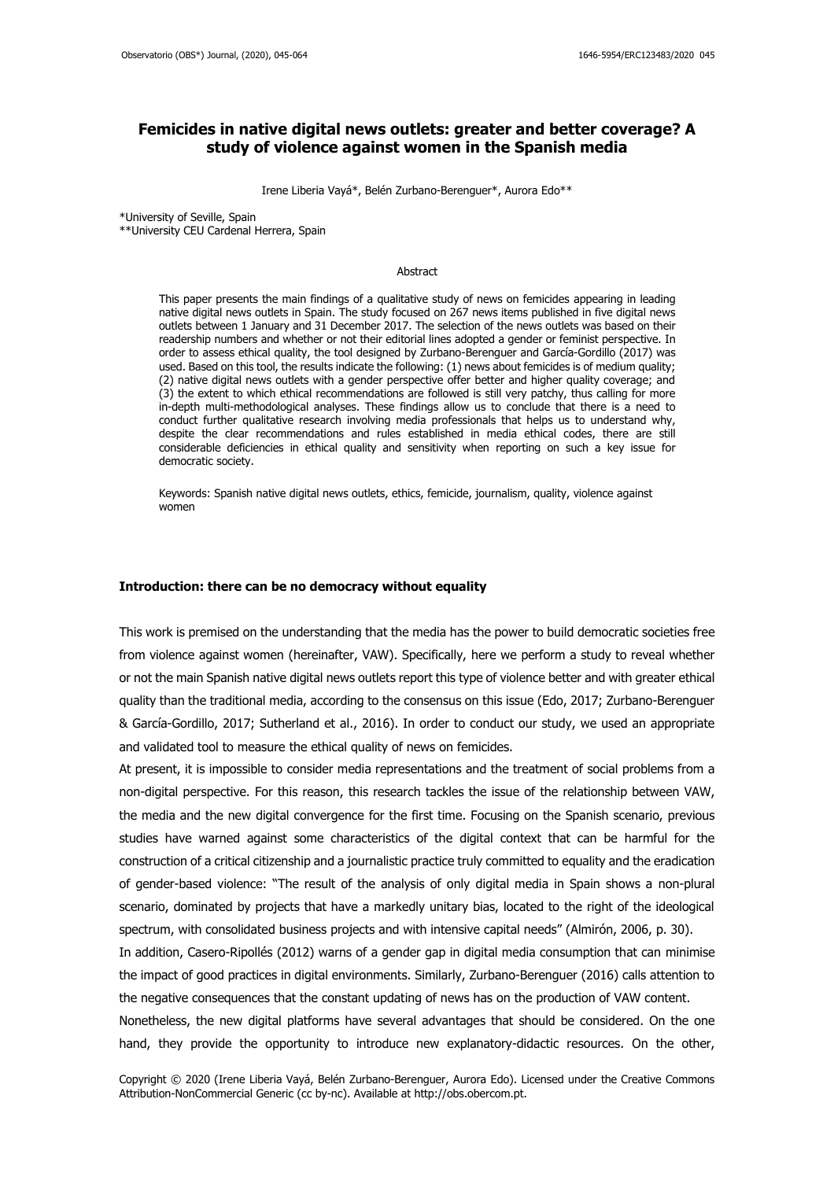# Femicides in native digital news outlets: greater and better coverage? A study of violence against women in the Spanish media

Irene Liberia Vayá*, Belén Zurbano-Berenguer*, Aurora Edo**

*University of Seville, Spain
**University CEU Cardenal Herrera, Spain

## Abstract

This paper presents the main findings of a qualitative study of news on femicides appearing in leading native digital news outlets in Spain. The study focused on 267 news items published in five digital news outlets between 1 January and 31 December 2017. The selection of the news outlets was based on their readership numbers and whether or not their editorial lines adopted a gender or feminist perspective. In order to assess ethical quality, the tool designed by Zurbano-Berenguer and García-Gordillo (2017) was used. Based on this tool, the results indicate the following: (1) news about femicides is of medium quality; (2) native digital news outlets with a gender perspective offer better and higher quality coverage; and (3) the extent to which ethical recommendations are followed is still very patchy, thus calling for more in-depth multi-methodological analyses. These findings allow us to conclude that there is a need to conduct further qualitative research involving media professionals that helps us to understand why, despite the clear recommendations and rules established in media ethical codes, there are still considerable deficiencies in ethical quality and sensitivity when reporting on such a key issue for democratic society.

Keywords: Spanish native digital news outlets, ethics, femicide, journalism, quality, violence against women

## Introduction: there can be no democracy without equality

This work is premised on the understanding that the media has the power to build democratic societies free from violence against women (hereinafter, VAW). Specifically, here we perform a study to reveal whether or not the main Spanish native digital news outlets report this type of violence better and with greater ethical quality than the traditional media, according to the consensus on this issue (Edo, 2017; Zurbano-Berenguer & García-Gordillo, 2017; Sutherland et al., 2016). In order to conduct our study, we used an appropriate and validated tool to measure the ethical quality of news on femicides.

At present, it is impossible to consider media representations and the treatment of social problems from a non-digital perspective. For this reason, this research tackles the issue of the relationship between VAW, the media and the new digital convergence for the first time. Focusing on the Spanish scenario, previous studies have warned against some characteristics of the digital context that can be harmful for the construction of a critical citizenship and a journalistic practice truly committed to equality and the eradication of gender-based violence: "The result of the analysis of only digital media in Spain shows a non-plural scenario, dominated by projects that have a markedly unitary bias, located to the right of the ideological spectrum, with consolidated business projects and with intensive capital needs" (Almirón, 2006, p. 30).

In addition, Casero-Ripollés (2012) warns of a gender gap in digital media consumption that can minimise the impact of good practices in digital environments. Similarly, Zurbano-Berenguer (2016) calls attention to the negative consequences that the constant updating of news has on the production of VAW content.

Nonetheless, the new digital platforms have several advantages that should be considered. On the one hand, they provide the opportunity to introduce new explanatory-didactic resources. On the other,

Copyright © 2020 (Irene Liberia Vayá, Belén Zurbano-Berenguer, Aurora Edo). Licensed under the Creative Commons Attribution-NonCommercial Generic (cc by-nc). Available at http://obs.obercom.pt.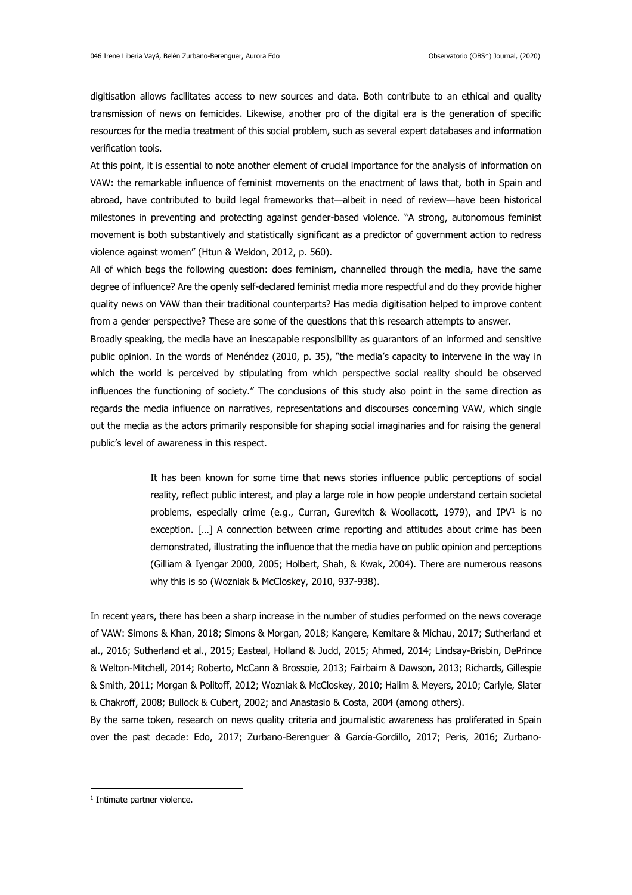digitisation allows facilitates access to new sources and data. Both contribute to an ethical and quality transmission of news on femicides. Likewise, another pro of the digital era is the generation of specific resources for the media treatment of this social problem, such as several expert databases and information verification tools.

At this point, it is essential to note another element of crucial importance for the analysis of information on VAW: the remarkable influence of feminist movements on the enactment of laws that, both in Spain and abroad, have contributed to build legal frameworks that—albeit in need of review—have been historical milestones in preventing and protecting against gender-based violence. "A strong, autonomous feminist movement is both substantively and statistically significant as a predictor of government action to redress violence against women" (Htun & Weldon, 2012, p. 560).

All of which begs the following question: does feminism, channelled through the media, have the same degree of influence? Are the openly self-declared feminist media more respectful and do they provide higher quality news on VAW than their traditional counterparts? Has media digitisation helped to improve content from a gender perspective? These are some of the questions that this research attempts to answer.

Broadly speaking, the media have an inescapable responsibility as guarantors of an informed and sensitive public opinion. In the words of Menéndez (2010, p. 35), "the media's capacity to intervene in the way in which the world is perceived by stipulating from which perspective social reality should be observed influences the functioning of society." The conclusions of this study also point in the same direction as regards the media influence on narratives, representations and discourses concerning VAW, which single out the media as the actors primarily responsible for shaping social imaginaries and for raising the general public's level of awareness in this respect.

> It has been known for some time that news stories influence public perceptions of social reality, reflect public interest, and play a large role in how people understand certain societal problems, especially crime (e.g., Curran, Gurevitch & Woollacott, 1979), and IPV[1] is no exception. […] A connection between crime reporting and attitudes about crime has been demonstrated, illustrating the influence that the media have on public opinion and perceptions (Gilliam & Iyengar 2000, 2005; Holbert, Shah, & Kwak, 2004). There are numerous reasons why this is so (Wozniak & McCloskey, 2010, 937-938).

In recent years, there has been a sharp increase in the number of studies performed on the news coverage of VAW: Simons & Khan, 2018; Simons & Morgan, 2018; Kangere, Kemitare & Michau, 2017; Sutherland et al., 2016; Sutherland et al., 2015; Easteal, Holland & Judd, 2015; Ahmed, 2014; Lindsay-Brisbin, DePrince & Welton-Mitchell, 2014; Roberto, McCann & Brossoie, 2013; Fairbairn & Dawson, 2013; Richards, Gillespie & Smith, 2011; Morgan & Politoff, 2012; Wozniak & McCloskey, 2010; Halim & Meyers, 2010; Carlyle, Slater & Chakroff, 2008; Bullock & Cubert, 2002; and Anastasio & Costa, 2004 (among others).

By the same token, research on news quality criteria and journalistic awareness has proliferated in Spain over the past decade: Edo, 2017; Zurbano-Berenguer & García-Gordillo, 2017; Peris, 2016; Zurbano-

[1] Intimate partner violence.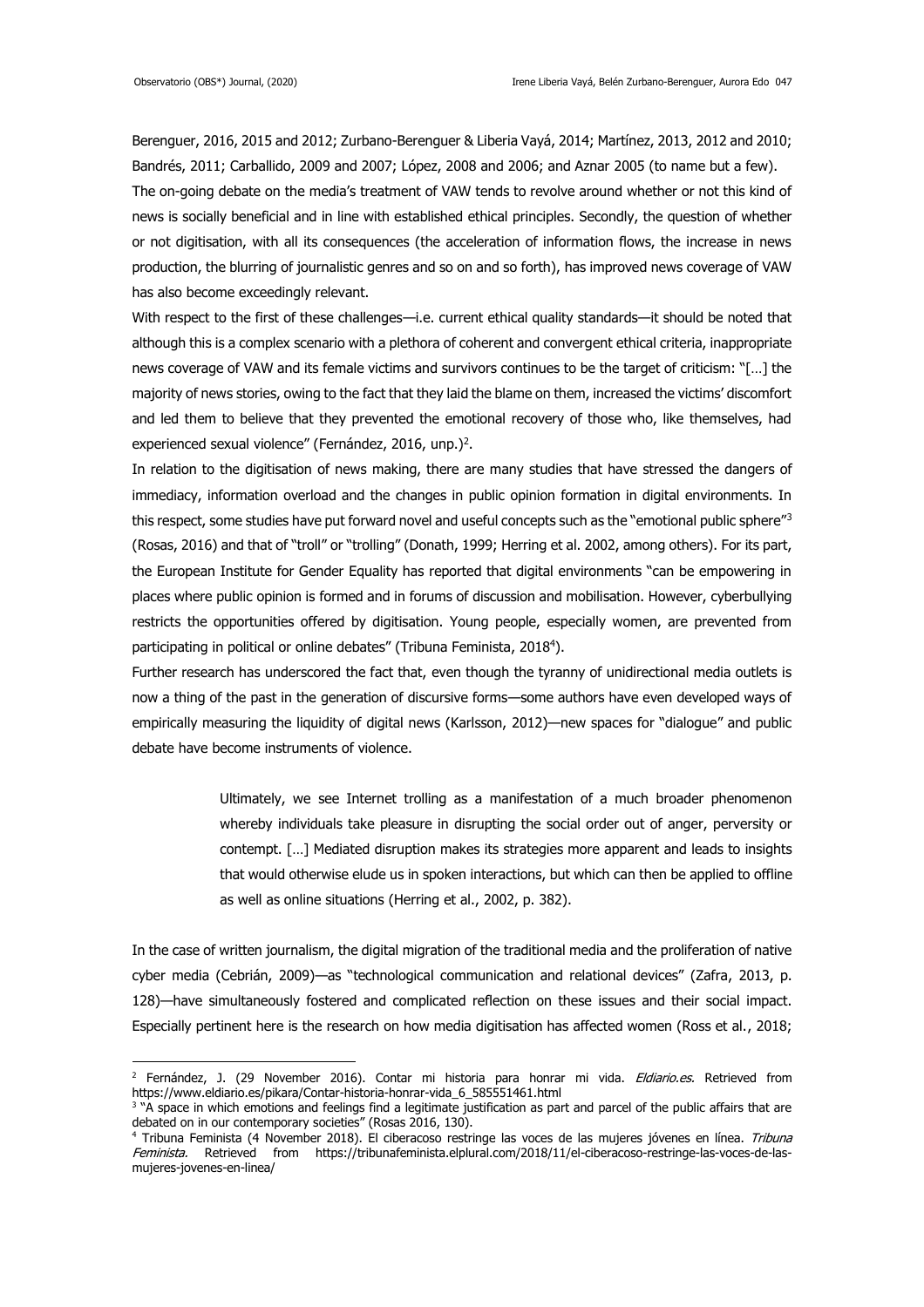Berenguer, 2016, 2015 and 2012; Zurbano-Berenguer & Liberia Vayá, 2014; Martínez, 2013, 2012 and 2010; Bandrés, 2011; Carballido, 2009 and 2007; López, 2008 and 2006; and Aznar 2005 (to name but a few).

The on-going debate on the media's treatment of VAW tends to revolve around whether or not this kind of news is socially beneficial and in line with established ethical principles. Secondly, the question of whether or not digitisation, with all its consequences (the acceleration of information flows, the increase in news production, the blurring of journalistic genres and so on and so forth), has improved news coverage of VAW has also become exceedingly relevant.

With respect to the first of these challenges—i.e. current ethical quality standards—it should be noted that although this is a complex scenario with a plethora of coherent and convergent ethical criteria, inappropriate news coverage of VAW and its female victims and survivors continues to be the target of criticism: "[…] the majority of news stories, owing to the fact that they laid the blame on them, increased the victims' discomfort and led them to believe that they prevented the emotional recovery of those who, like themselves, had experienced sexual violence" (Fernández, 2016, unp.)[2].

In relation to the digitisation of news making, there are many studies that have stressed the dangers of immediacy, information overload and the changes in public opinion formation in digital environments. In this respect, some studies have put forward novel and useful concepts such as the "emotional public sphere"[3] (Rosas, 2016) and that of "troll" or "trolling" (Donath, 1999; Herring et al. 2002, among others). For its part, the European Institute for Gender Equality has reported that digital environments "can be empowering in places where public opinion is formed and in forums of discussion and mobilisation. However, cyberbullying restricts the opportunities offered by digitisation. Young people, especially women, are prevented from participating in political or online debates" (Tribuna Feminista, 2018[4]).

Further research has underscored the fact that, even though the tyranny of unidirectional media outlets is now a thing of the past in the generation of discursive forms—some authors have even developed ways of empirically measuring the liquidity of digital news (Karlsson, 2012)—new spaces for "dialogue" and public debate have become instruments of violence.

> Ultimately, we see Internet trolling as a manifestation of a much broader phenomenon whereby individuals take pleasure in disrupting the social order out of anger, perversity or contempt. […] Mediated disruption makes its strategies more apparent and leads to insights that would otherwise elude us in spoken interactions, but which can then be applied to offline as well as online situations (Herring et al., 2002, p. 382).

In the case of written journalism, the digital migration of the traditional media and the proliferation of native cyber media (Cebrián, 2009)—as "technological communication and relational devices" (Zafra, 2013, p. 128)—have simultaneously fostered and complicated reflection on these issues and their social impact. Especially pertinent here is the research on how media digitisation has affected women (Ross et al., 2018;

---

[2] Fernández, J. (29 November 2016). Contar mi historia para honrar mi vida. *Eldiario.es.* Retrieved from https://www.eldiario.es/pikara/Contar-historia-honrar-vida_6_585551461.html

[3] "A space in which emotions and feelings find a legitimate justification as part and parcel of the public affairs that are debated on in our contemporary societies" (Rosas 2016, 130).

[4] Tribuna Feminista (4 November 2018). El ciberacoso restringe las voces de las mujeres jóvenes en línea. *Tribuna Feminista.* Retrieved from https://tribunafeminista.elplural.com/2018/11/el-ciberacoso-restringe-las-voces-de-las-mujeres-jovenes-en-linea/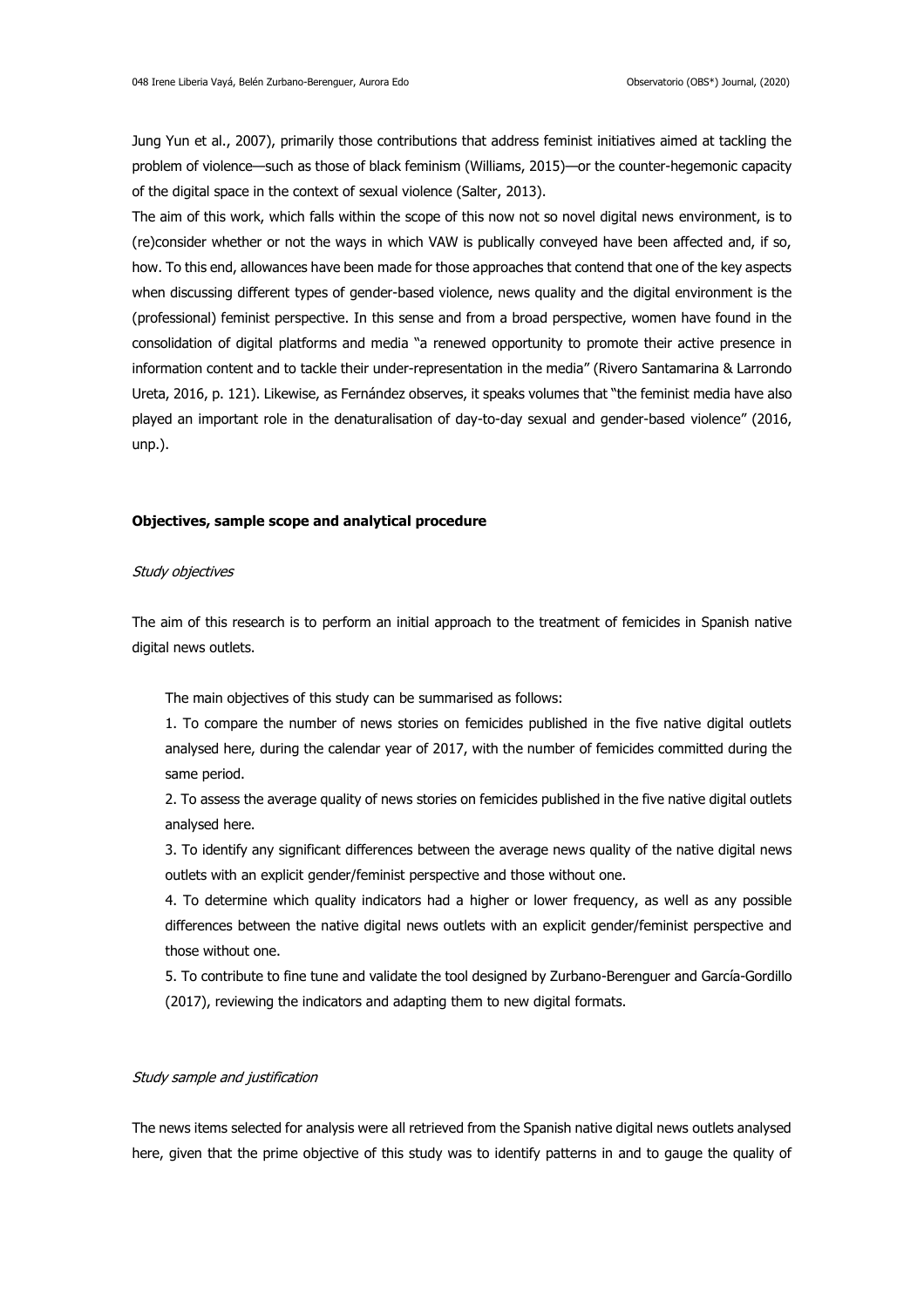Jung Yun et al., 2007), primarily those contributions that address feminist initiatives aimed at tackling the problem of violence—such as those of black feminism (Williams, 2015)—or the counter-hegemonic capacity of the digital space in the context of sexual violence (Salter, 2013).

The aim of this work, which falls within the scope of this now not so novel digital news environment, is to (re)consider whether or not the ways in which VAW is publically conveyed have been affected and, if so, how. To this end, allowances have been made for those approaches that contend that one of the key aspects when discussing different types of gender-based violence, news quality and the digital environment is the (professional) feminist perspective. In this sense and from a broad perspective, women have found in the consolidation of digital platforms and media "a renewed opportunity to promote their active presence in information content and to tackle their under-representation in the media" (Rivero Santamarina & Larrondo Ureta, 2016, p. 121). Likewise, as Fernández observes, it speaks volumes that "the feminist media have also played an important role in the denaturalisation of day-to-day sexual and gender-based violence" (2016, unp.).

## Objectives, sample scope and analytical procedure

### *Study objectives*

The aim of this research is to perform an initial approach to the treatment of femicides in Spanish native digital news outlets.

The main objectives of this study can be summarised as follows:

1. To compare the number of news stories on femicides published in the five native digital outlets analysed here, during the calendar year of 2017, with the number of femicides committed during the same period.
2. To assess the average quality of news stories on femicides published in the five native digital outlets analysed here.
3. To identify any significant differences between the average news quality of the native digital news outlets with an explicit gender/feminist perspective and those without one.
4. To determine which quality indicators had a higher or lower frequency, as well as any possible differences between the native digital news outlets with an explicit gender/feminist perspective and those without one.
5. To contribute to fine tune and validate the tool designed by Zurbano-Berenguer and García-Gordillo (2017), reviewing the indicators and adapting them to new digital formats.

### *Study sample and justification*

The news items selected for analysis were all retrieved from the Spanish native digital news outlets analysed here, given that the prime objective of this study was to identify patterns in and to gauge the quality of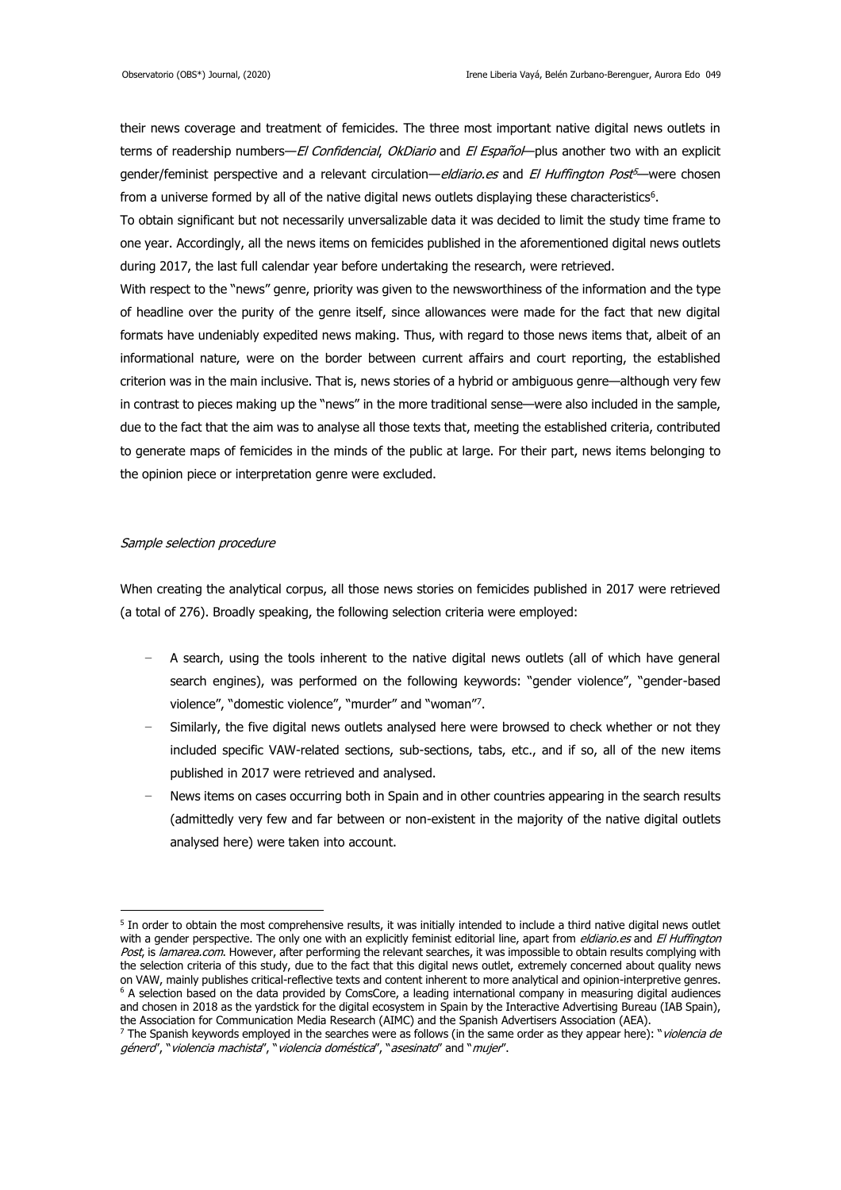their news coverage and treatment of femicides. The three most important native digital news outlets in terms of readership numbers—*El Confidencial*, *OkDiario* and *El Español*—plus another two with an explicit gender/feminist perspective and a relevant circulation—*eldiario.es* and *El Huffington Post*[5]—were chosen from a universe formed by all of the native digital news outlets displaying these characteristics[6].

To obtain significant but not necessarily unversalizable data it was decided to limit the study time frame to one year. Accordingly, all the news items on femicides published in the aforementioned digital news outlets during 2017, the last full calendar year before undertaking the research, were retrieved.

With respect to the "news" genre, priority was given to the newsworthiness of the information and the type of headline over the purity of the genre itself, since allowances were made for the fact that new digital formats have undeniably expedited news making. Thus, with regard to those news items that, albeit of an informational nature, were on the border between current affairs and court reporting, the established criterion was in the main inclusive. That is, news stories of a hybrid or ambiguous genre—although very few in contrast to pieces making up the "news" in the more traditional sense—were also included in the sample, due to the fact that the aim was to analyse all those texts that, meeting the established criteria, contributed to generate maps of femicides in the minds of the public at large. For their part, news items belonging to the opinion piece or interpretation genre were excluded.

### *Sample selection procedure*

When creating the analytical corpus, all those news stories on femicides published in 2017 were retrieved (a total of 276). Broadly speaking, the following selection criteria were employed:

- A search, using the tools inherent to the native digital news outlets (all of which have general search engines), was performed on the following keywords: "gender violence", "gender-based violence", "domestic violence", "murder" and "woman"[7].
- Similarly, the five digital news outlets analysed here were browsed to check whether or not they included specific VAW-related sections, sub-sections, tabs, etc., and if so, all of the new items published in 2017 were retrieved and analysed.
- News items on cases occurring both in Spain and in other countries appearing in the search results (admittedly very few and far between or non-existent in the majority of the native digital outlets analysed here) were taken into account.

---

[5] In order to obtain the most comprehensive results, it was initially intended to include a third native digital news outlet with a gender perspective. The only one with an explicitly feminist editorial line, apart from *eldiario.es* and *El Huffington Post*, is *lamarea.com*. However, after performing the relevant searches, it was impossible to obtain results complying with the selection criteria of this study, due to the fact that this digital news outlet, extremely concerned about quality news on VAW, mainly publishes critical-reflective texts and content inherent to more analytical and opinion-interpretive genres.

[6] A selection based on the data provided by ComsCore, a leading international company in measuring digital audiences and chosen in 2018 as the yardstick for the digital ecosystem in Spain by the Interactive Advertising Bureau (IAB Spain), the Association for Communication Media Research (AIMC) and the Spanish Advertisers Association (AEA).

[7] The Spanish keywords employed in the searches were as follows (in the same order as they appear here): "*violencia de género*", "*violencia machista*", "*violencia doméstica*", "*asesinato*" and "*mujer*".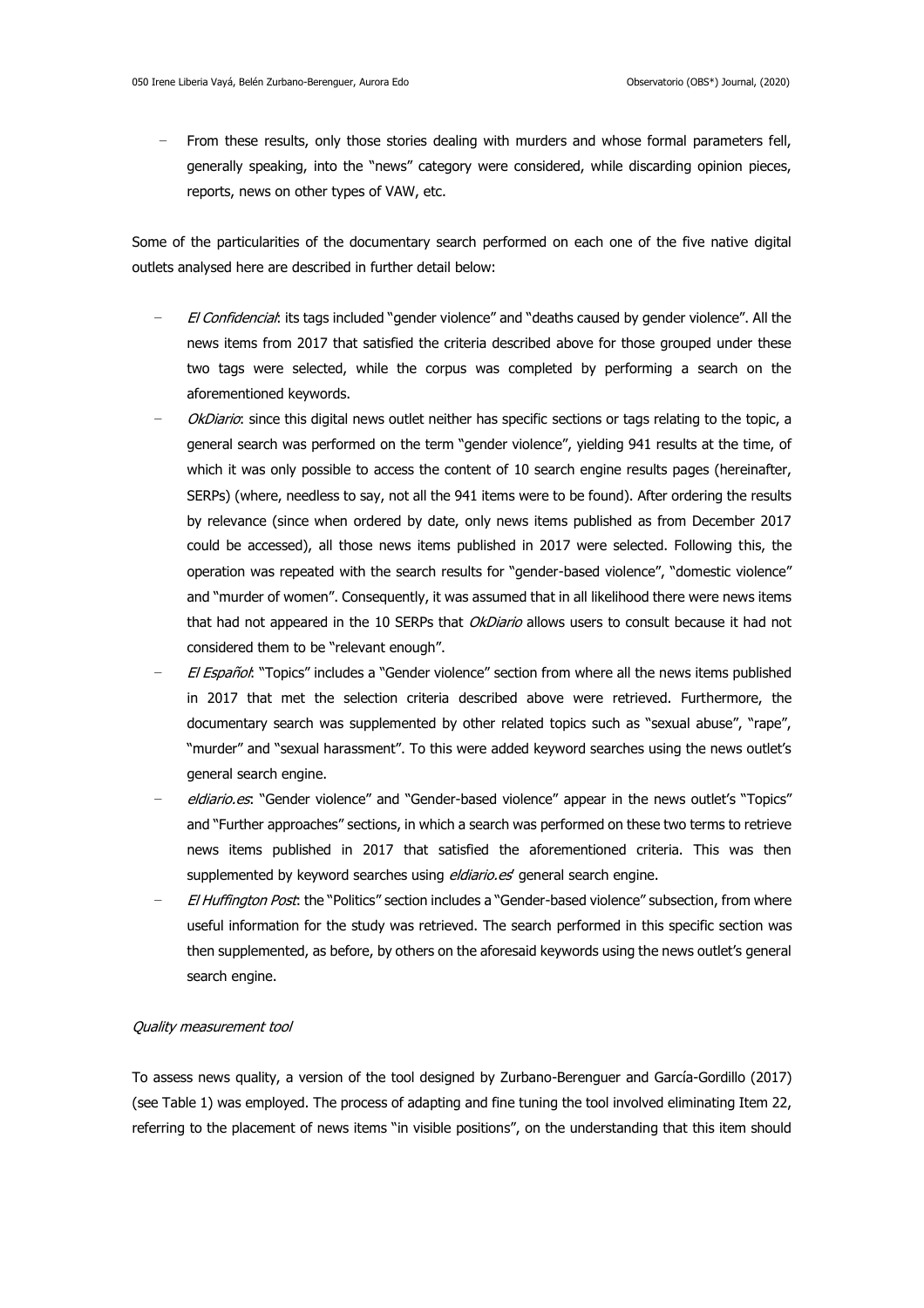- From these results, only those stories dealing with murders and whose formal parameters fell, generally speaking, into the "news" category were considered, while discarding opinion pieces, reports, news on other types of VAW, etc.

Some of the particularities of the documentary search performed on each one of the five native digital outlets analysed here are described in further detail below:

- *El Confidencial*: its tags included "gender violence" and "deaths caused by gender violence". All the news items from 2017 that satisfied the criteria described above for those grouped under these two tags were selected, while the corpus was completed by performing a search on the aforementioned keywords.
- *OkDiario*: since this digital news outlet neither has specific sections or tags relating to the topic, a general search was performed on the term "gender violence", yielding 941 results at the time, of which it was only possible to access the content of 10 search engine results pages (hereinafter, SERPs) (where, needless to say, not all the 941 items were to be found). After ordering the results by relevance (since when ordered by date, only news items published as from December 2017 could be accessed), all those news items published in 2017 were selected. Following this, the operation was repeated with the search results for "gender-based violence", "domestic violence" and "murder of women". Consequently, it was assumed that in all likelihood there were news items that had not appeared in the 10 SERPs that *OkDiario* allows users to consult because it had not considered them to be "relevant enough".
- *El Español*: "Topics" includes a "Gender violence" section from where all the news items published in 2017 that met the selection criteria described above were retrieved. Furthermore, the documentary search was supplemented by other related topics such as "sexual abuse", "rape", "murder" and "sexual harassment". To this were added keyword searches using the news outlet's general search engine.
- *eldiario.es*: "Gender violence" and "Gender-based violence" appear in the news outlet's "Topics" and "Further approaches" sections, in which a search was performed on these two terms to retrieve news items published in 2017 that satisfied the aforementioned criteria. This was then supplemented by keyword searches using *eldiario.es*' general search engine.
- *El Huffington Post*: the "Politics" section includes a "Gender-based violence" subsection, from where useful information for the study was retrieved. The search performed in this specific section was then supplemented, as before, by others on the aforesaid keywords using the news outlet's general search engine.

*Quality measurement tool*

To assess news quality, a version of the tool designed by Zurbano-Berenguer and García-Gordillo (2017) (see Table 1) was employed. The process of adapting and fine tuning the tool involved eliminating Item 22, referring to the placement of news items "in visible positions", on the understanding that this item should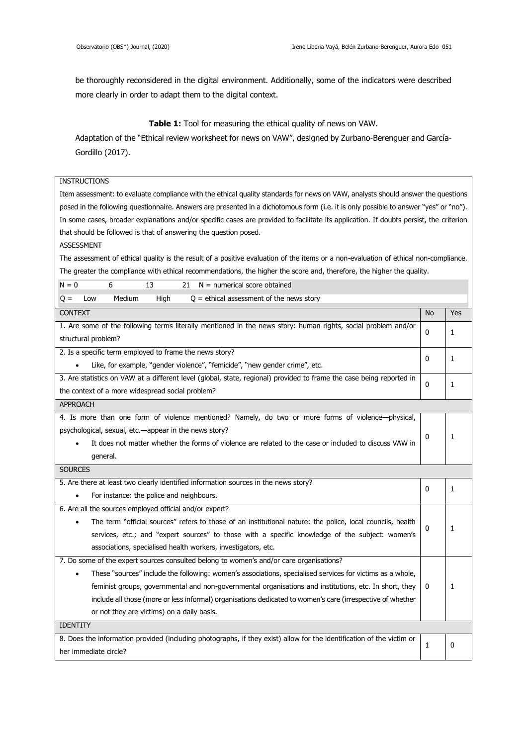be thoroughly reconsidered in the digital environment. Additionally, some of the indicators were described more clearly in order to adapt them to the digital context.

**Table 1:** Tool for measuring the ethical quality of news on VAW.

Adaptation of the "Ethical review worksheet for news on VAW", designed by Zurbano-Berenguer and García-Gordillo (2017).

| INSTRUCTIONS | | |
|---|---|---|
| Item assessment: to evaluate compliance with the ethical quality standards for news on VAW, analysts should answer the questions posed in the following questionnaire. Answers are presented in a dichotomous form (i.e. it is only possible to answer "yes" or "no"). In some cases, broader explanations and/or specific cases are provided to facilitate its application. If doubts persist, the criterion that should be followed is that of answering the question posed. | | |
| ASSESSMENT | | |
| The assessment of ethical quality is the result of a positive evaluation of the items or a non-evaluation of ethical non-compliance. The greater the compliance with ethical recommendations, the higher the score and, therefore, the higher the quality. | | |
| N = 0 &nbsp;&nbsp; 6 &nbsp;&nbsp; 13 &nbsp;&nbsp; 21 &nbsp;&nbsp; N = numerical score obtained | | |
| Q = &nbsp;&nbsp; Low &nbsp;&nbsp; Medium &nbsp;&nbsp; High &nbsp;&nbsp; Q = ethical assessment of the news story | | |
| **CONTEXT** | **No** | **Yes** |
| 1. Are some of the following terms literally mentioned in the news story: human rights, social problem and/or structural problem? | 0 | 1 |
| 2. Is a specific term employed to frame the news story?<br>• Like, for example, "gender violence", "femicide", "new gender crime", etc. | 0 | 1 |
| 3. Are statistics on VAW at a different level (global, state, regional) provided to frame the case being reported in the context of a more widespread social problem? | 0 | 1 |
| **APPROACH** | | |
| 4. Is more than one form of violence mentioned? Namely, do two or more forms of violence—physical, psychological, sexual, etc.—appear in the news story?<br>• It does not matter whether the forms of violence are related to the case or included to discuss VAW in general. | 0 | 1 |
| **SOURCES** | | |
| 5. Are there at least two clearly identified information sources in the news story?<br>• For instance: the police and neighbours. | 0 | 1 |
| 6. Are all the sources employed official and/or expert?<br>• The term "official sources" refers to those of an institutional nature: the police, local councils, health services, etc.; and "expert sources" to those with a specific knowledge of the subject: women's associations, specialised health workers, investigators, etc. | 0 | 1 |
| 7. Do some of the expert sources consulted belong to women's and/or care organisations?<br>• These "sources" include the following: women's associations, specialised services for victims as a whole, feminist groups, governmental and non-governmental organisations and institutions, etc. In short, they include all those (more or less informal) organisations dedicated to women's care (irrespective of whether or not they are victims) on a daily basis. | 0 | 1 |
| **IDENTITY** | | |
| 8. Does the information provided (including photographs, if they exist) allow for the identification of the victim or her immediate circle? | 1 | 0 |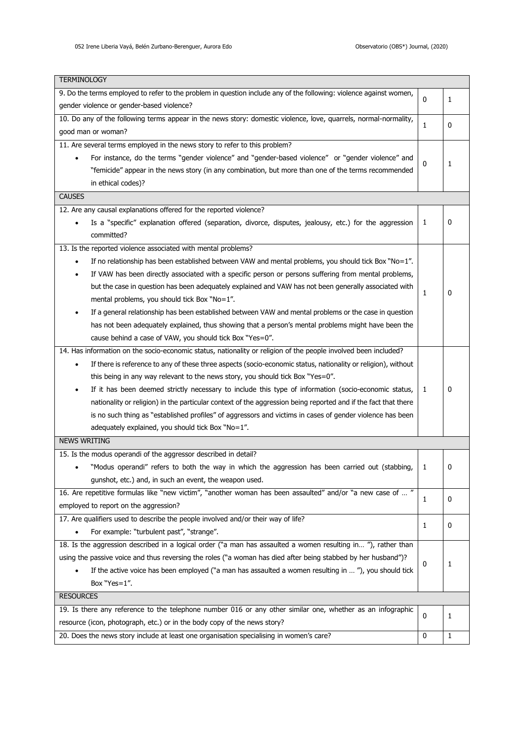| TERMINOLOGY | | |
|---|---|---|
| 9. Do the terms employed to refer to the problem in question include any of the following: violence against women, gender violence or gender-based violence? | 0 | 1 |
| 10. Do any of the following terms appear in the news story: domestic violence, love, quarrels, normal-normality, good man or woman? | 1 | 0 |
| 11. Are several terms employed in the news story to refer to this problem?<br>• For instance, do the terms "gender violence" and "gender-based violence" or "gender violence" and "femicide" appear in the news story (in any combination, but more than one of the terms recommended in ethical codes)? | 0 | 1 |
| **CAUSES** | | |
| 12. Are any causal explanations offered for the reported violence?<br>• Is a "specific" explanation offered (separation, divorce, disputes, jealousy, etc.) for the aggression committed? | 1 | 0 |
| 13. Is the reported violence associated with mental problems?<br>• If no relationship has been established between VAW and mental problems, you should tick Box "No=1".<br>• If VAW has been directly associated with a specific person or persons suffering from mental problems, but the case in question has been adequately explained and VAW has not been generally associated with mental problems, you should tick Box "No=1".<br>• If a general relationship has been established between VAW and mental problems or the case in question has not been adequately explained, thus showing that a person's mental problems might have been the cause behind a case of VAW, you should tick Box "Yes=0". | 1 | 0 |
| 14. Has information on the socio-economic status, nationality or religion of the people involved been included?<br>• If there is reference to any of these three aspects (socio-economic status, nationality or religion), without this being in any way relevant to the news story, you should tick Box "Yes=0".<br>• If it has been deemed strictly necessary to include this type of information (socio-economic status, nationality or religion) in the particular context of the aggression being reported and if the fact that there is no such thing as "established profiles" of aggressors and victims in cases of gender violence has been adequately explained, you should tick Box "No=1". | 1 | 0 |
| **NEWS WRITING** | | |
| 15. Is the modus operandi of the aggressor described in detail?<br>• "Modus operandi" refers to both the way in which the aggression has been carried out (stabbing, gunshot, etc.) and, in such an event, the weapon used. | 1 | 0 |
| 16. Are repetitive formulas like "new victim", "another woman has been assaulted" and/or "a new case of … " employed to report on the aggression? | 1 | 0 |
| 17. Are qualifiers used to describe the people involved and/or their way of life?<br>• For example: "turbulent past", "strange". | 1 | 0 |
| 18. Is the aggression described in a logical order ("a man has assaulted a women resulting in… "), rather than using the passive voice and thus reversing the roles ("a woman has died after being stabbed by her husband")?<br>• If the active voice has been employed ("a man has assaulted a women resulting in … "), you should tick Box "Yes=1". | 0 | 1 |
| **RESOURCES** | | |
| 19. Is there any reference to the telephone number 016 or any other similar one, whether as an infographic resource (icon, photograph, etc.) or in the body copy of the news story? | 0 | 1 |
| 20. Does the news story include at least one organisation specialising in women's care? | 0 | 1 |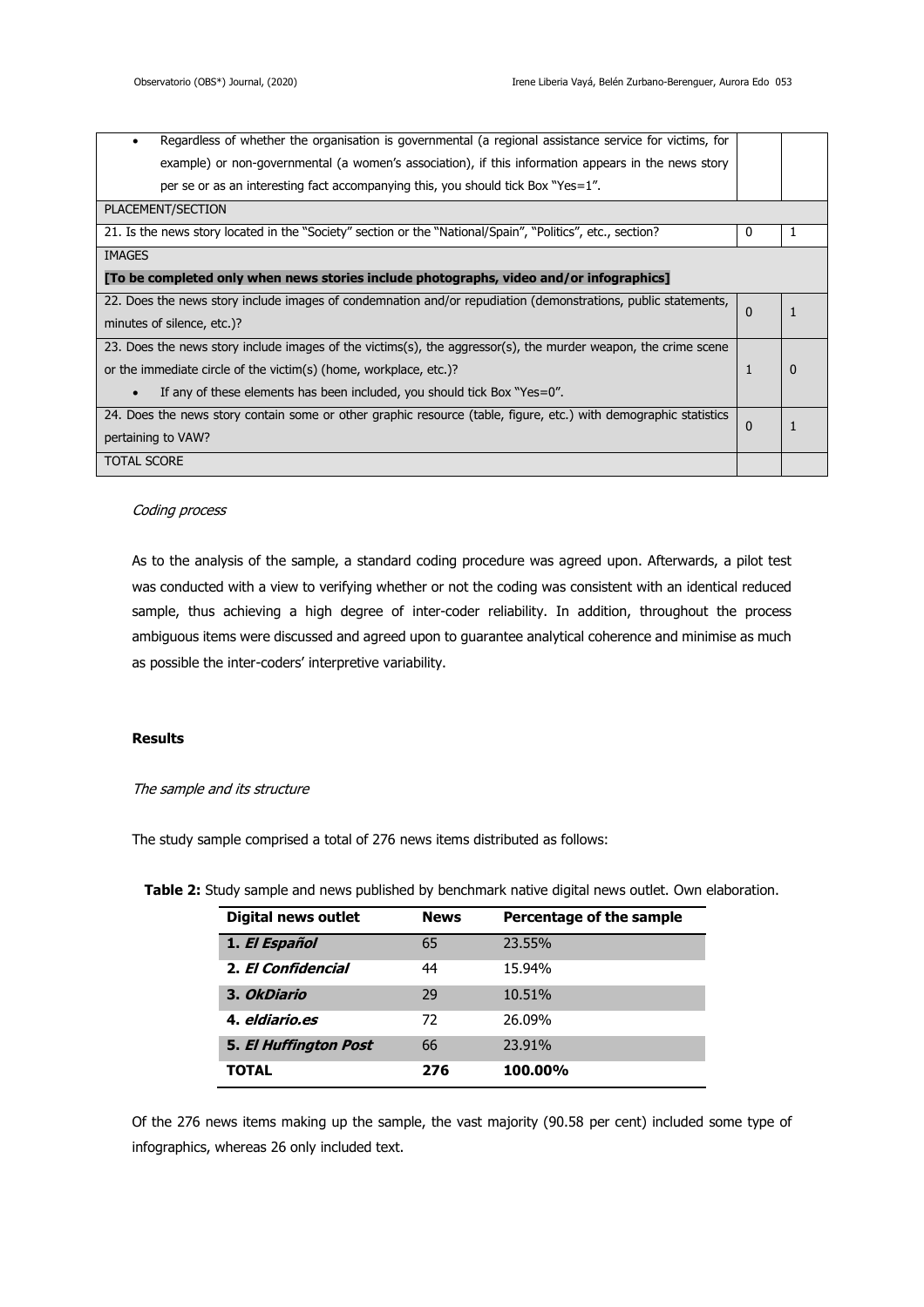| | | |
|---|---|---|
| • Regardless of whether the organisation is governmental (a regional assistance service for victims, for example) or non-governmental (a women's association), if this information appears in the news story per se or as an interesting fact accompanying this, you should tick Box "Yes=1". | | |
| PLACEMENT/SECTION | | |
| 21. Is the news story located in the "Society" section or the "National/Spain", "Politics", etc., section? | 0 | 1 |
| IMAGES<br>**[To be completed only when news stories include photographs, video and/or infographics]** | | |
| 22. Does the news story include images of condemnation and/or repudiation (demonstrations, public statements, minutes of silence, etc.)? | 0 | 1 |
| 23. Does the news story include images of the victims(s), the aggressor(s), the murder weapon, the crime scene or the immediate circle of the victim(s) (home, workplace, etc.)?<br>• If any of these elements has been included, you should tick Box "Yes=0". | 1 | 0 |
| 24. Does the news story contain some or other graphic resource (table, figure, etc.) with demographic statistics pertaining to VAW? | 0 | 1 |
| TOTAL SCORE | | |

*Coding process*

As to the analysis of the sample, a standard coding procedure was agreed upon. Afterwards, a pilot test was conducted with a view to verifying whether or not the coding was consistent with an identical reduced sample, thus achieving a high degree of inter-coder reliability. In addition, throughout the process ambiguous items were discussed and agreed upon to guarantee analytical coherence and minimise as much as possible the inter-coders' interpretive variability.

## Results

*The sample and its structure*

The study sample comprised a total of 276 news items distributed as follows:

**Table 2:** Study sample and news published by benchmark native digital news outlet. Own elaboration.

| Digital news outlet | News | Percentage of the sample |
|---|---|---|
| **1. *El Español*** | 65 | 23.55% |
| **2. *El Confidencial*** | 44 | 15.94% |
| **3. *OkDiario*** | 29 | 10.51% |
| **4. *eldiario.es*** | 72 | 26.09% |
| **5. *El Huffington Post*** | 66 | 23.91% |
| **TOTAL** | **276** | **100.00%** |

Of the 276 news items making up the sample, the vast majority (90.58 per cent) included some type of infographics, whereas 26 only included text.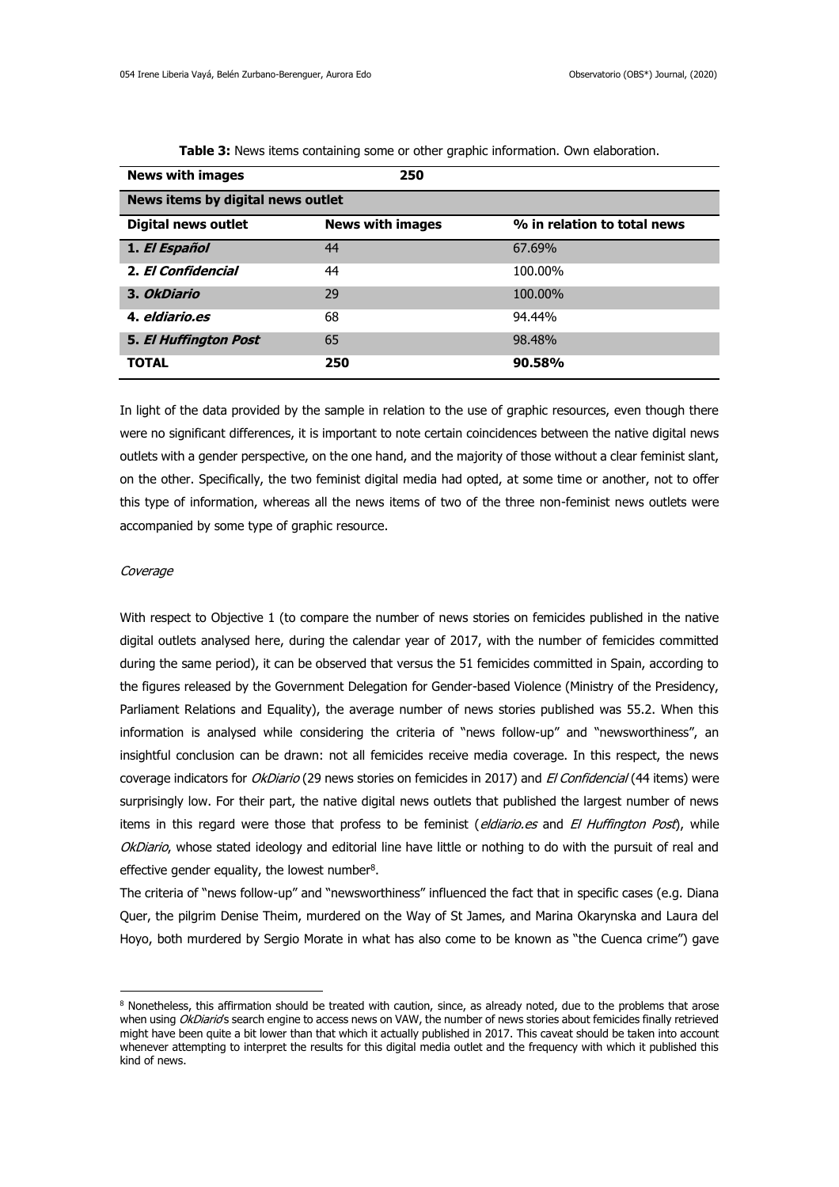**Table 3:** News items containing some or other graphic information. Own elaboration.

| **News with images** | **250** | |
|---|---|---|
| **News items by digital news outlet** | | |
| **Digital news outlet** | **News with images** | **% in relation to total news** |
| **1. *El Español*** | 44 | 67.69% |
| **2. *El Confidencial*** | 44 | 100.00% |
| **3. *OkDiario*** | 29 | 100.00% |
| **4. *eldiario.es*** | 68 | 94.44% |
| **5. *El Huffington Post*** | 65 | 98.48% |
| **TOTAL** | **250** | **90.58%** |

In light of the data provided by the sample in relation to the use of graphic resources, even though there were no significant differences, it is important to note certain coincidences between the native digital news outlets with a gender perspective, on the one hand, and the majority of those without a clear feminist slant, on the other. Specifically, the two feminist digital media had opted, at some time or another, not to offer this type of information, whereas all the news items of two of the three non-feminist news outlets were accompanied by some type of graphic resource.

*Coverage*

With respect to Objective 1 (to compare the number of news stories on femicides published in the native digital outlets analysed here, during the calendar year of 2017, with the number of femicides committed during the same period), it can be observed that versus the 51 femicides committed in Spain, according to the figures released by the Government Delegation for Gender-based Violence (Ministry of the Presidency, Parliament Relations and Equality), the average number of news stories published was 55.2. When this information is analysed while considering the criteria of "news follow-up" and "newsworthiness", an insightful conclusion can be drawn: not all femicides receive media coverage. In this respect, the news coverage indicators for *OkDiario* (29 news stories on femicides in 2017) and *El Confidencial* (44 items) were surprisingly low. For their part, the native digital news outlets that published the largest number of news items in this regard were those that profess to be feminist (*eldiario.es* and *El Huffington Post*), while *OkDiario*, whose stated ideology and editorial line have little or nothing to do with the pursuit of real and effective gender equality, the lowest number[8].

The criteria of "news follow-up" and "newsworthiness" influenced the fact that in specific cases (e.g. Diana Quer, the pilgrim Denise Theim, murdered on the Way of St James, and Marina Okarynska and Laura del Hoyo, both murdered by Sergio Morate in what has also come to be known as "the Cuenca crime") gave

[8] Nonetheless, this affirmation should be treated with caution, since, as already noted, due to the problems that arose when using *OkDiario*'s search engine to access news on VAW, the number of news stories about femicides finally retrieved might have been quite a bit lower than that which it actually published in 2017. This caveat should be taken into account whenever attempting to interpret the results for this digital media outlet and the frequency with which it published this kind of news.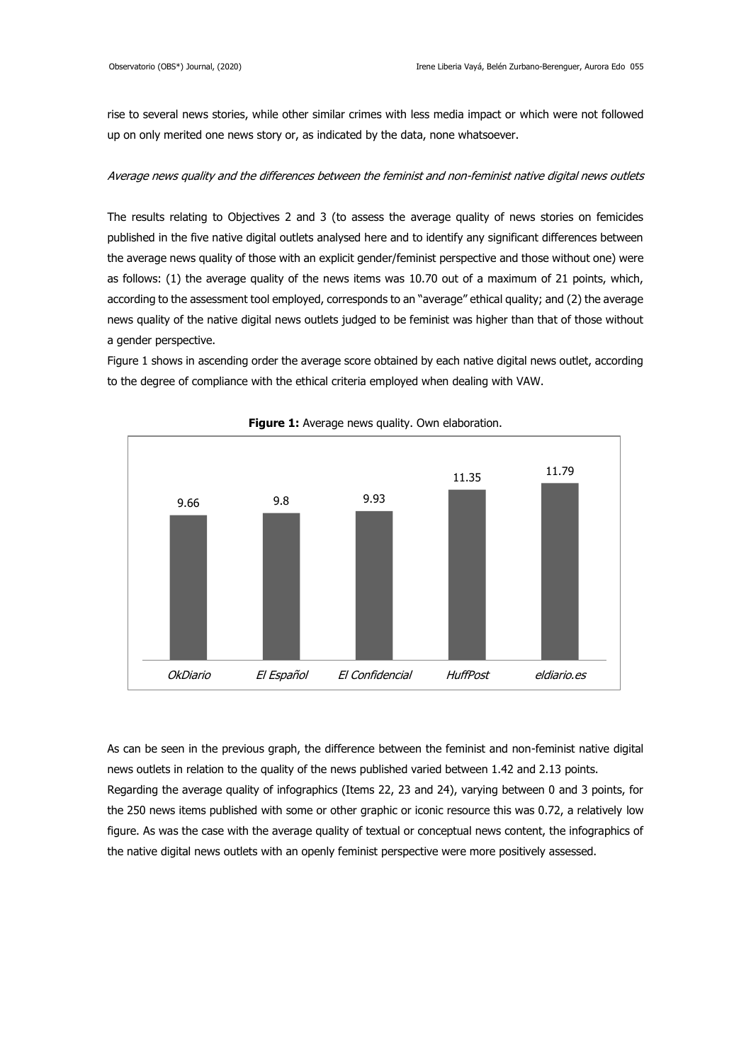rise to several news stories, while other similar crimes with less media impact or which were not followed up on only merited one news story or, as indicated by the data, none whatsoever.

*Average news quality and the differences between the feminist and non-feminist native digital news outlets*

The results relating to Objectives 2 and 3 (to assess the average quality of news stories on femicides published in the five native digital outlets analysed here and to identify any significant differences between the average news quality of those with an explicit gender/feminist perspective and those without one) were as follows: (1) the average quality of the news items was 10.70 out of a maximum of 21 points, which, according to the assessment tool employed, corresponds to an "average" ethical quality; and (2) the average news quality of the native digital news outlets judged to be feminist was higher than that of those without a gender perspective.

Figure 1 shows in ascending order the average score obtained by each native digital news outlet, according to the degree of compliance with the ethical criteria employed when dealing with VAW.

**Figure 1:** Average news quality. Own elaboration.

| *OkDiario* | *El Español* | *El Confidencial* | *HuffPost* | *eldiario.es* |
|---|---|---|---|---|
| 9.66 | 9.8 | 9.93 | 11.35 | 11.79 |

As can be seen in the previous graph, the difference between the feminist and non-feminist native digital news outlets in relation to the quality of the news published varied between 1.42 and 2.13 points.

Regarding the average quality of infographics (Items 22, 23 and 24), varying between 0 and 3 points, for the 250 news items published with some or other graphic or iconic resource this was 0.72, a relatively low figure. As was the case with the average quality of textual or conceptual news content, the infographics of the native digital news outlets with an openly feminist perspective were more positively assessed.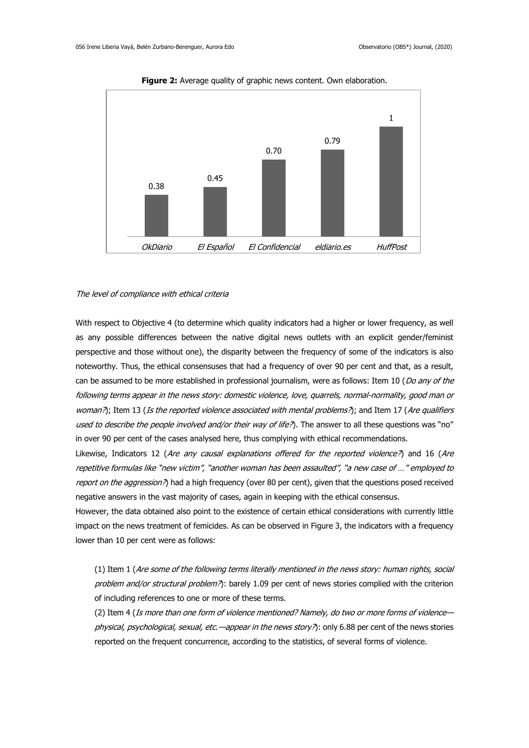**Figure 2:** Average quality of graphic news content. Own elaboration.

| | OkDiario | El Español | El Confidencial | eldiario.es | HuffPost |
|---|---|---|---|---|---|
| | 0.38 | 0.45 | 0.70 | 0.79 | 1 |

*The level of compliance with ethical criteria*

With respect to Objective 4 (to determine which quality indicators had a higher or lower frequency, as well as any possible differences between the native digital news outlets with an explicit gender/feminist perspective and those without one), the disparity between the frequency of some of the indicators is also noteworthy. Thus, the ethical consensuses that had a frequency of over 90 per cent and that, as a result, can be assumed to be more established in professional journalism, were as follows: Item 10 (*Do any of the following terms appear in the news story: domestic violence, love, quarrels, normal-normality, good man or woman?*); Item 13 (*Is the reported violence associated with mental problems?*); and Item 17 (*Are qualifiers used to describe the people involved and/or their way of life?*). The answer to all these questions was "no" in over 90 per cent of the cases analysed here, thus complying with ethical recommendations.

Likewise, Indicators 12 (*Are any causal explanations offered for the reported violence?*) and 16 (*Are repetitive formulas like "new victim", "another woman has been assaulted", "a new case of …" employed to report on the aggression?*) had a high frequency (over 80 per cent), given that the questions posed received negative answers in the vast majority of cases, again in keeping with the ethical consensus.

However, the data obtained also point to the existence of certain ethical considerations with currently little impact on the news treatment of femicides. As can be observed in Figure 3, the indicators with a frequency lower than 10 per cent were as follows:

(1) Item 1 (*Are some of the following terms literally mentioned in the news story: human rights, social problem and/or structural problem?*): barely 1.09 per cent of news stories complied with the criterion of including references to one or more of these terms.

(2) Item 4 (*Is more than one form of violence mentioned? Namely, do two or more forms of violence—physical, psychological, sexual, etc.—appear in the news story?*): only 6.88 per cent of the news stories reported on the frequent concurrence, according to the statistics, of several forms of violence.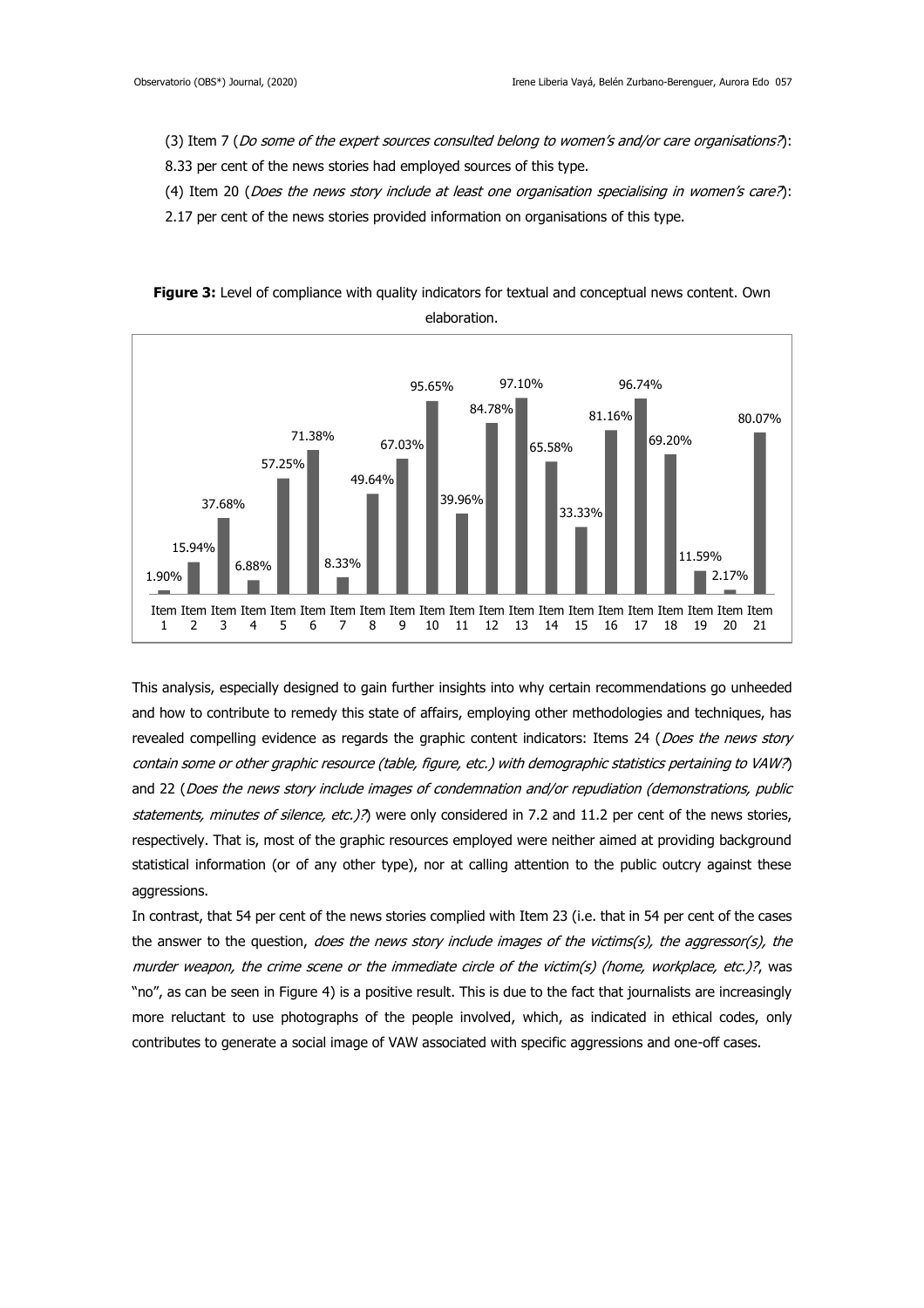(3) Item 7 (*Do some of the expert sources consulted belong to women's and/or care organisations?*): 8.33 per cent of the news stories had employed sources of this type.

(4) Item 20 (*Does the news story include at least one organisation specialising in women's care?*): 2.17 per cent of the news stories provided information on organisations of this type.

**Figure 3:** Level of compliance with quality indicators for textual and conceptual news content. Own elaboration.

| Item | Compliance |
|---|---|
| Item 1 | 1.90% |
| Item 2 | 15.94% |
| Item 3 | 37.68% |
| Item 4 | 6.88% |
| Item 5 | 57.25% |
| Item 6 | 71.38% |
| Item 7 | 8.33% |
| Item 8 | 49.64% |
| Item 9 | 67.03% |
| Item 10 | 95.65% |
| Item 11 | 39.96% |
| Item 12 | 84.78% |
| Item 13 | 97.10% |
| Item 14 | 65.58% |
| Item 15 | 33.33% |
| Item 16 | 81.16% |
| Item 17 | 96.74% |
| Item 18 | 69.20% |
| Item 19 | 11.59% |
| Item 20 | 2.17% |
| Item 21 | 80.07% |

This analysis, especially designed to gain further insights into why certain recommendations go unheeded and how to contribute to remedy this state of affairs, employing other methodologies and techniques, has revealed compelling evidence as regards the graphic content indicators: Items 24 (*Does the news story contain some or other graphic resource (table, figure, etc.) with demographic statistics pertaining to VAW?*) and 22 (*Does the news story include images of condemnation and/or repudiation (demonstrations, public statements, minutes of silence, etc.)?*) were only considered in 7.2 and 11.2 per cent of the news stories, respectively. That is, most of the graphic resources employed were neither aimed at providing background statistical information (or of any other type), nor at calling attention to the public outcry against these aggressions.

In contrast, that 54 per cent of the news stories complied with Item 23 (i.e. that in 54 per cent of the cases the answer to the question, *does the news story include images of the victims(s), the aggressor(s), the murder weapon, the crime scene or the immediate circle of the victim(s) (home, workplace, etc.)?*, was "no", as can be seen in Figure 4) is a positive result. This is due to the fact that journalists are increasingly more reluctant to use photographs of the people involved, which, as indicated in ethical codes, only contributes to generate a social image of VAW associated with specific aggressions and one-off cases.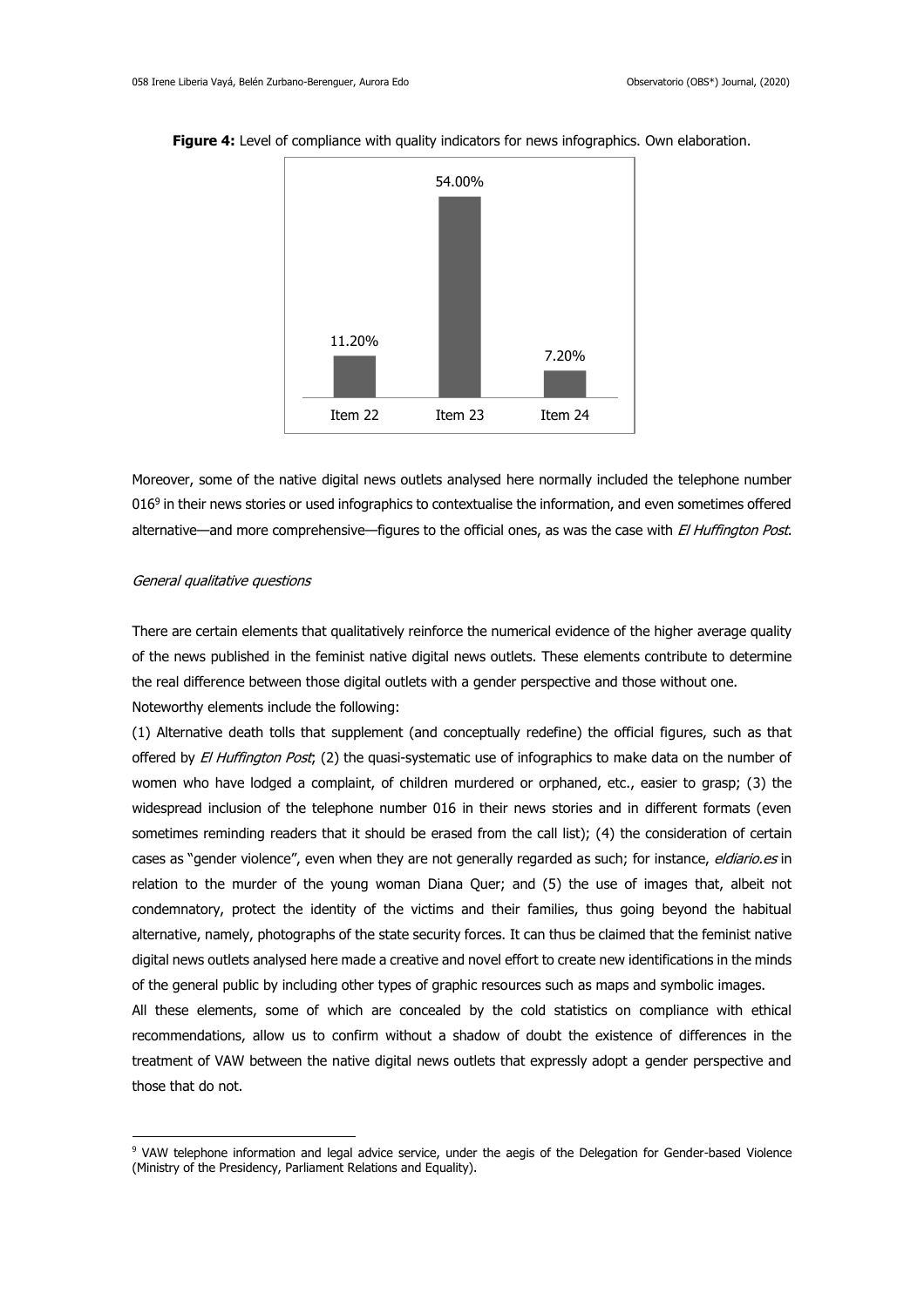**Figure 4:** Level of compliance with quality indicators for news infographics. Own elaboration.

| Item | Value |
|---|---|
| Item 22 | 11.20% |
| Item 23 | 54.00% |
| Item 24 | 7.20% |

Moreover, some of the native digital news outlets analysed here normally included the telephone number 016[9] in their news stories or used infographics to contextualise the information, and even sometimes offered alternative—and more comprehensive—figures to the official ones, as was the case with *El Huffington Post*.

*General qualitative questions*

There are certain elements that qualitatively reinforce the numerical evidence of the higher average quality of the news published in the feminist native digital news outlets. These elements contribute to determine the real difference between those digital outlets with a gender perspective and those without one. Noteworthy elements include the following:

(1) Alternative death tolls that supplement (and conceptually redefine) the official figures, such as that offered by *El Huffington Post*; (2) the quasi-systematic use of infographics to make data on the number of women who have lodged a complaint, of children murdered or orphaned, etc., easier to grasp; (3) the widespread inclusion of the telephone number 016 in their news stories and in different formats (even sometimes reminding readers that it should be erased from the call list); (4) the consideration of certain cases as "gender violence", even when they are not generally regarded as such; for instance, *eldiario.es* in relation to the murder of the young woman Diana Quer; and (5) the use of images that, albeit not condemnatory, protect the identity of the victims and their families, thus going beyond the habitual alternative, namely, photographs of the state security forces. It can thus be claimed that the feminist native digital news outlets analysed here made a creative and novel effort to create new identifications in the minds of the general public by including other types of graphic resources such as maps and symbolic images.

All these elements, some of which are concealed by the cold statistics on compliance with ethical recommendations, allow us to confirm without a shadow of doubt the existence of differences in the treatment of VAW between the native digital news outlets that expressly adopt a gender perspective and those that do not.

[9] VAW telephone information and legal advice service, under the aegis of the Delegation for Gender-based Violence (Ministry of the Presidency, Parliament Relations and Equality).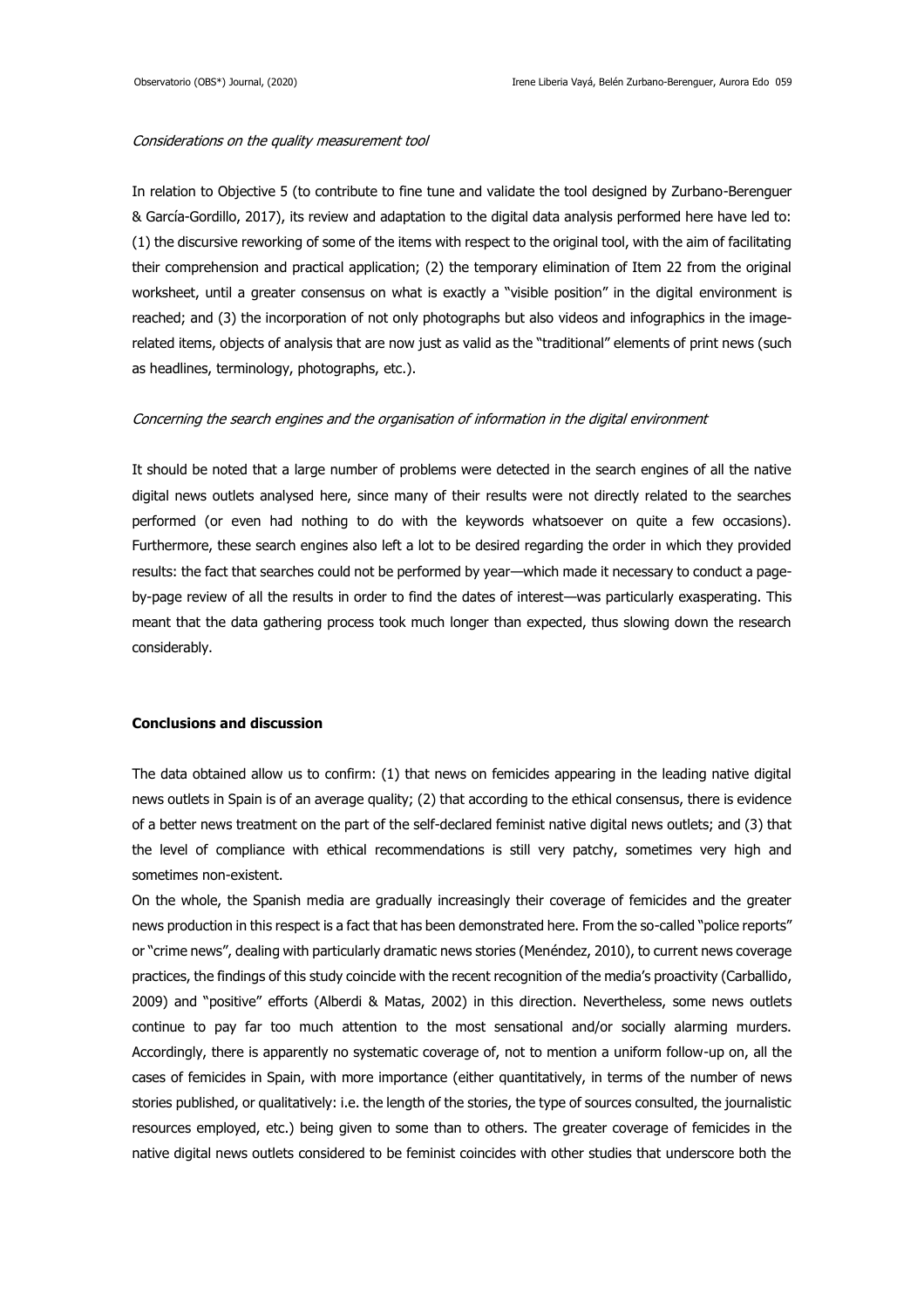*Considerations on the quality measurement tool*

In relation to Objective 5 (to contribute to fine tune and validate the tool designed by Zurbano-Berenguer & García-Gordillo, 2017), its review and adaptation to the digital data analysis performed here have led to: (1) the discursive reworking of some of the items with respect to the original tool, with the aim of facilitating their comprehension and practical application; (2) the temporary elimination of Item 22 from the original worksheet, until a greater consensus on what is exactly a "visible position" in the digital environment is reached; and (3) the incorporation of not only photographs but also videos and infographics in the image-related items, objects of analysis that are now just as valid as the "traditional" elements of print news (such as headlines, terminology, photographs, etc.).

*Concerning the search engines and the organisation of information in the digital environment*

It should be noted that a large number of problems were detected in the search engines of all the native digital news outlets analysed here, since many of their results were not directly related to the searches performed (or even had nothing to do with the keywords whatsoever on quite a few occasions). Furthermore, these search engines also left a lot to be desired regarding the order in which they provided results: the fact that searches could not be performed by year—which made it necessary to conduct a page-by-page review of all the results in order to find the dates of interest—was particularly exasperating. This meant that the data gathering process took much longer than expected, thus slowing down the research considerably.

## Conclusions and discussion

The data obtained allow us to confirm: (1) that news on femicides appearing in the leading native digital news outlets in Spain is of an average quality; (2) that according to the ethical consensus, there is evidence of a better news treatment on the part of the self-declared feminist native digital news outlets; and (3) that the level of compliance with ethical recommendations is still very patchy, sometimes very high and sometimes non-existent.

On the whole, the Spanish media are gradually increasingly their coverage of femicides and the greater news production in this respect is a fact that has been demonstrated here. From the so-called "police reports" or "crime news", dealing with particularly dramatic news stories (Menéndez, 2010), to current news coverage practices, the findings of this study coincide with the recent recognition of the media's proactivity (Carballido, 2009) and "positive" efforts (Alberdi & Matas, 2002) in this direction. Nevertheless, some news outlets continue to pay far too much attention to the most sensational and/or socially alarming murders. Accordingly, there is apparently no systematic coverage of, not to mention a uniform follow-up on, all the cases of femicides in Spain, with more importance (either quantitatively, in terms of the number of news stories published, or qualitatively: i.e. the length of the stories, the type of sources consulted, the journalistic resources employed, etc.) being given to some than to others. The greater coverage of femicides in the native digital news outlets considered to be feminist coincides with other studies that underscore both the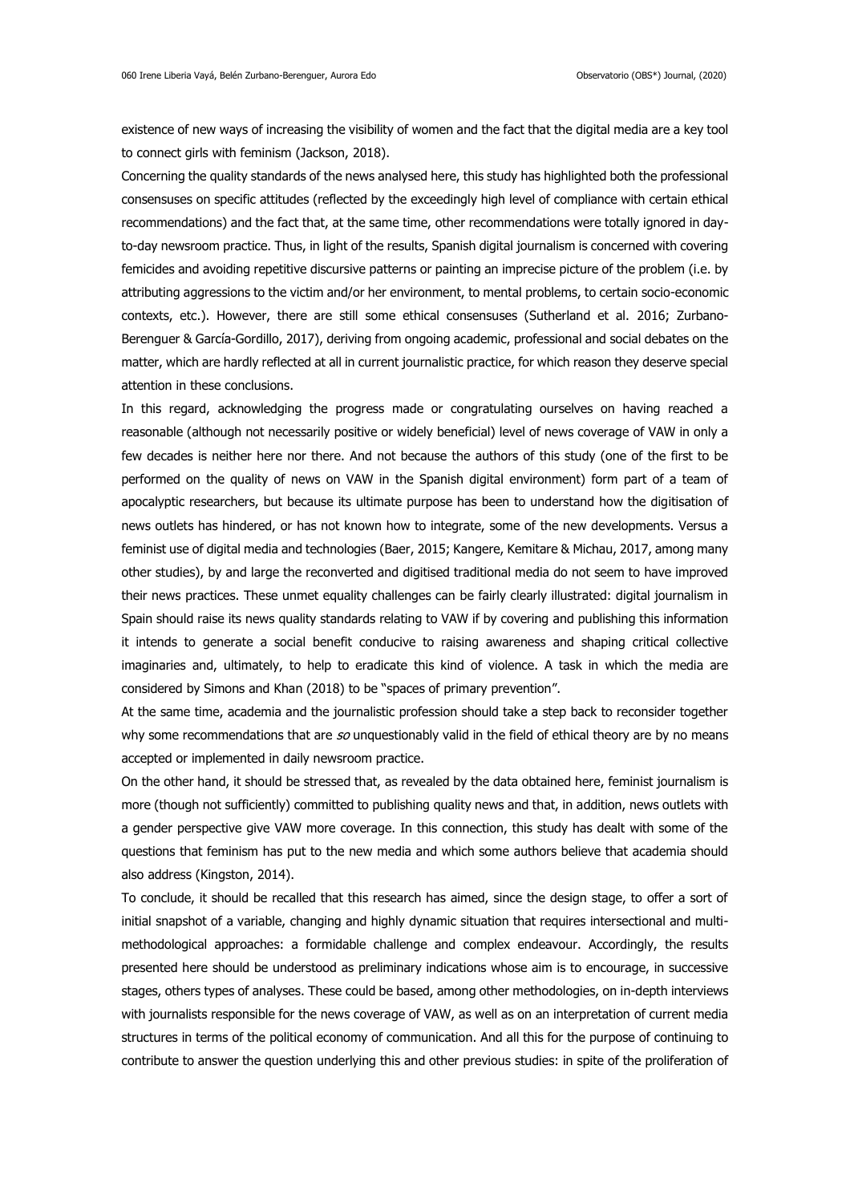existence of new ways of increasing the visibility of women and the fact that the digital media are a key tool to connect girls with feminism (Jackson, 2018).

Concerning the quality standards of the news analysed here, this study has highlighted both the professional consensuses on specific attitudes (reflected by the exceedingly high level of compliance with certain ethical recommendations) and the fact that, at the same time, other recommendations were totally ignored in day-to-day newsroom practice. Thus, in light of the results, Spanish digital journalism is concerned with covering femicides and avoiding repetitive discursive patterns or painting an imprecise picture of the problem (i.e. by attributing aggressions to the victim and/or her environment, to mental problems, to certain socio-economic contexts, etc.). However, there are still some ethical consensuses (Sutherland et al. 2016; Zurbano-Berenguer & García-Gordillo, 2017), deriving from ongoing academic, professional and social debates on the matter, which are hardly reflected at all in current journalistic practice, for which reason they deserve special attention in these conclusions.

In this regard, acknowledging the progress made or congratulating ourselves on having reached a reasonable (although not necessarily positive or widely beneficial) level of news coverage of VAW in only a few decades is neither here nor there. And not because the authors of this study (one of the first to be performed on the quality of news on VAW in the Spanish digital environment) form part of a team of apocalyptic researchers, but because its ultimate purpose has been to understand how the digitisation of news outlets has hindered, or has not known how to integrate, some of the new developments. Versus a feminist use of digital media and technologies (Baer, 2015; Kangere, Kemitare & Michau, 2017, among many other studies), by and large the reconverted and digitised traditional media do not seem to have improved their news practices. These unmet equality challenges can be fairly clearly illustrated: digital journalism in Spain should raise its news quality standards relating to VAW if by covering and publishing this information it intends to generate a social benefit conducive to raising awareness and shaping critical collective imaginaries and, ultimately, to help to eradicate this kind of violence. A task in which the media are considered by Simons and Khan (2018) to be "spaces of primary prevention".

At the same time, academia and the journalistic profession should take a step back to reconsider together why some recommendations that are *so* unquestionably valid in the field of ethical theory are by no means accepted or implemented in daily newsroom practice.

On the other hand, it should be stressed that, as revealed by the data obtained here, feminist journalism is more (though not sufficiently) committed to publishing quality news and that, in addition, news outlets with a gender perspective give VAW more coverage. In this connection, this study has dealt with some of the questions that feminism has put to the new media and which some authors believe that academia should also address (Kingston, 2014).

To conclude, it should be recalled that this research has aimed, since the design stage, to offer a sort of initial snapshot of a variable, changing and highly dynamic situation that requires intersectional and multi-methodological approaches: a formidable challenge and complex endeavour. Accordingly, the results presented here should be understood as preliminary indications whose aim is to encourage, in successive stages, others types of analyses. These could be based, among other methodologies, on in-depth interviews with journalists responsible for the news coverage of VAW, as well as on an interpretation of current media structures in terms of the political economy of communication. And all this for the purpose of continuing to contribute to answer the question underlying this and other previous studies: in spite of the proliferation of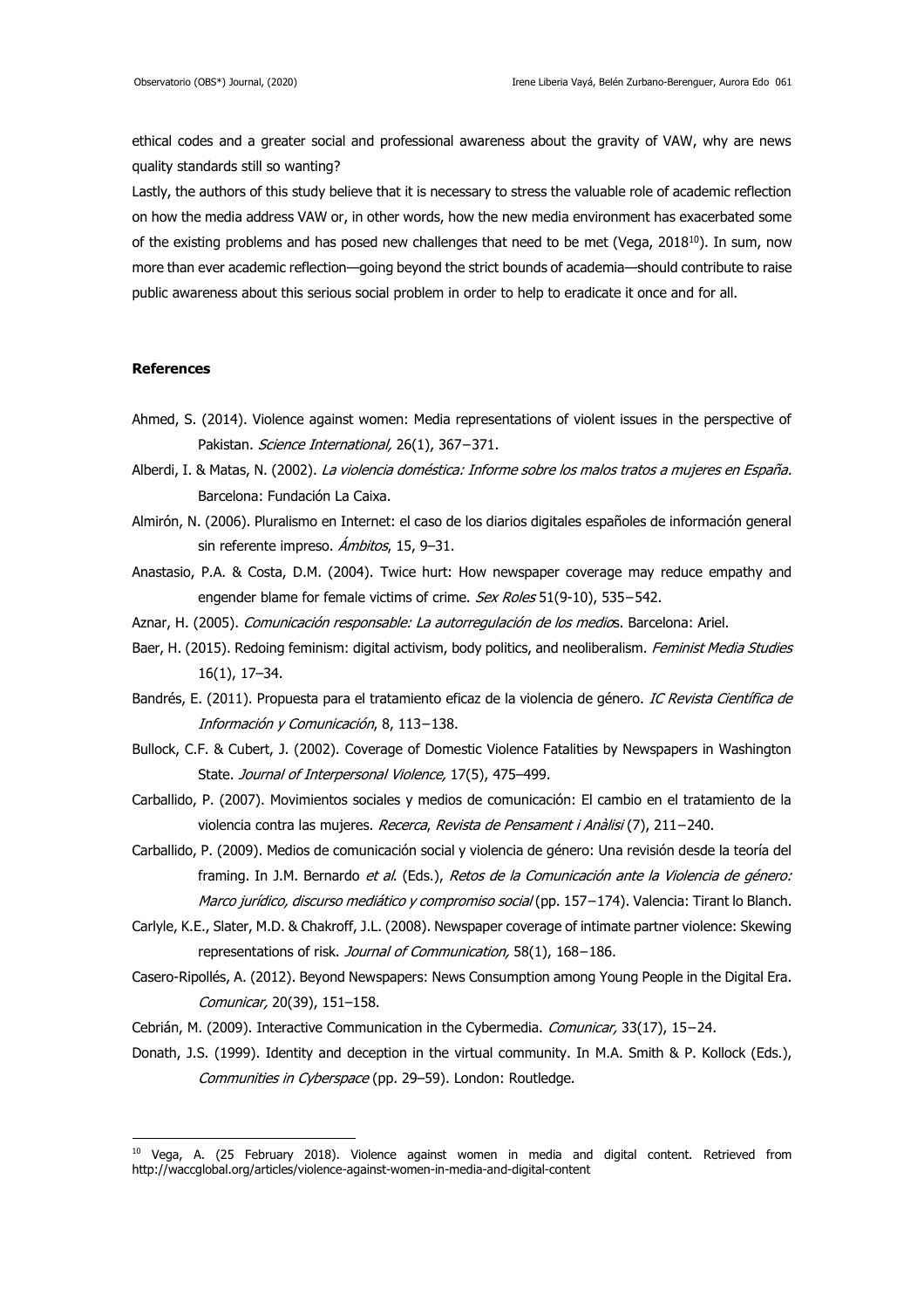ethical codes and a greater social and professional awareness about the gravity of VAW, why are news quality standards still so wanting?

Lastly, the authors of this study believe that it is necessary to stress the valuable role of academic reflection on how the media address VAW or, in other words, how the new media environment has exacerbated some of the existing problems and has posed new challenges that need to be met (Vega, 2018[10]). In sum, now more than ever academic reflection—going beyond the strict bounds of academia—should contribute to raise public awareness about this serious social problem in order to help to eradicate it once and for all.

**References**

Ahmed, S. (2014). Violence against women: Media representations of violent issues in the perspective of Pakistan. *Science International,* 26(1), 367−371.

Alberdi, I. & Matas, N. (2002). *La violencia doméstica: Informe sobre los malos tratos a mujeres en España.* Barcelona: Fundación La Caixa.

Almirón, N. (2006). Pluralismo en Internet: el caso de los diarios digitales españoles de información general sin referente impreso. *Ámbitos*, 15, 9–31.

Anastasio, P.A. & Costa, D.M. (2004). Twice hurt: How newspaper coverage may reduce empathy and engender blame for female victims of crime. *Sex Roles* 51(9-10), 535−542.

Aznar, H. (2005). *Comunicación responsable: La autorregulación de los medios*. Barcelona: Ariel.

Baer, H. (2015). Redoing feminism: digital activism, body politics, and neoliberalism. *Feminist Media Studies* 16(1), 17–34.

Bandrés, E. (2011). Propuesta para el tratamiento eficaz de la violencia de género. *IC Revista Científica de Información y Comunicación*, 8, 113−138.

Bullock, C.F. & Cubert, J. (2002). Coverage of Domestic Violence Fatalities by Newspapers in Washington State. *Journal of Interpersonal Violence,* 17(5), 475–499.

Carballido, P. (2007). Movimientos sociales y medios de comunicación: El cambio en el tratamiento de la violencia contra las mujeres. *Recerca*, *Revista de Pensament i Anàlisi* (7), 211−240.

Carballido, P. (2009). Medios de comunicación social y violencia de género: Una revisión desde la teoría del framing. In J.M. Bernardo *et al.* (Eds.), *Retos de la Comunicación ante la Violencia de género: Marco jurídico, discurso mediático y compromiso social* (pp. 157−174). Valencia: Tirant lo Blanch.

Carlyle, K.E., Slater, M.D. & Chakroff, J.L. (2008). Newspaper coverage of intimate partner violence: Skewing representations of risk. *Journal of Communication,* 58(1), 168−186.

Casero-Ripollés, A. (2012). Beyond Newspapers: News Consumption among Young People in the Digital Era. *Comunicar,* 20(39), 151–158.

Cebrián, M. (2009). Interactive Communication in the Cybermedia. *Comunicar,* 33(17), 15−24.

Donath, J.S. (1999). Identity and deception in the virtual community. In M.A. Smith & P. Kollock (Eds.), *Communities in Cyberspace* (pp. 29–59). London: Routledge.

---

[10] Vega, A. (25 February 2018). Violence against women in media and digital content. Retrieved from http://waccglobal.org/articles/violence-against-women-in-media-and-digital-content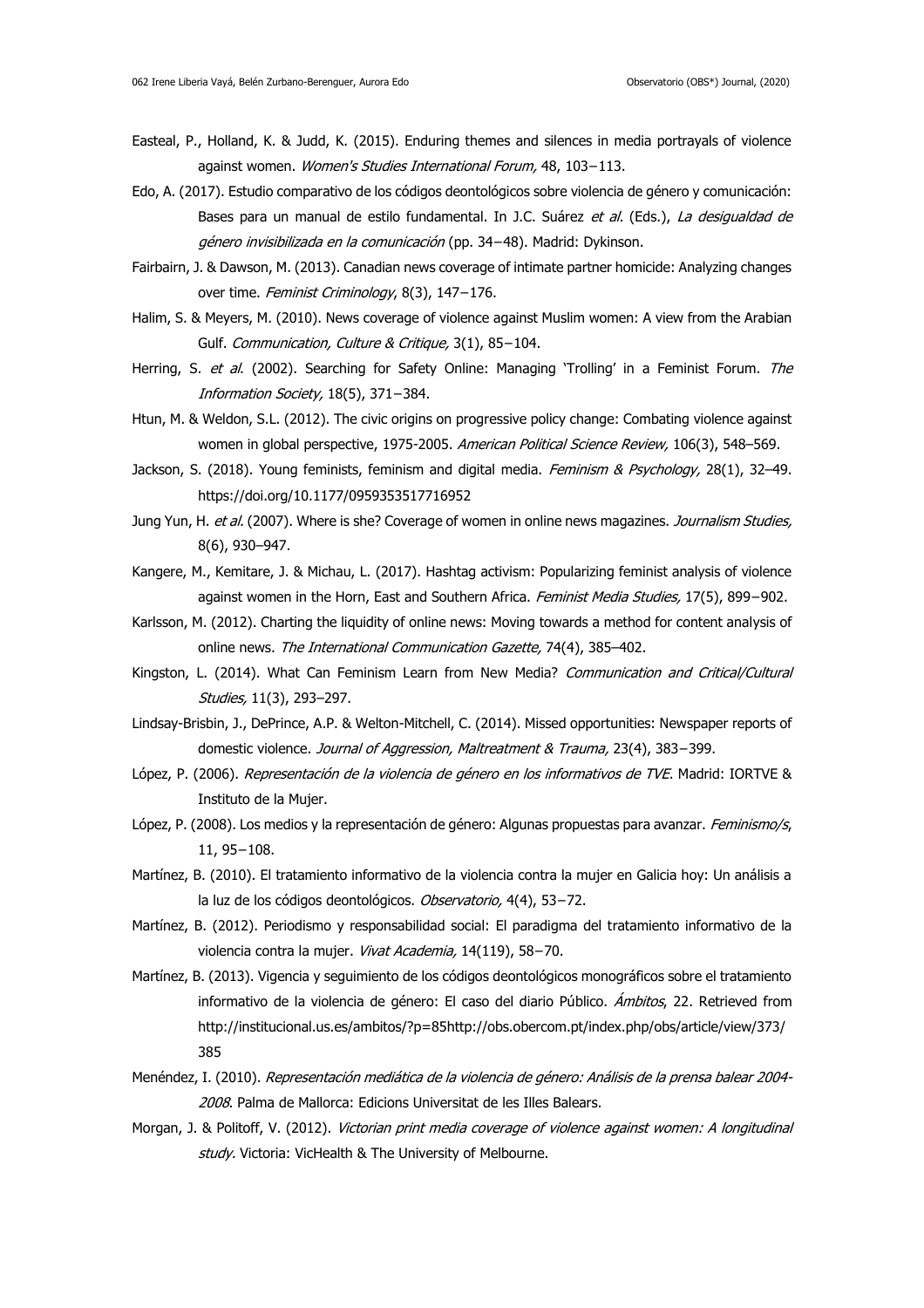Easteal, P., Holland, K. & Judd, K. (2015). Enduring themes and silences in media portrayals of violence against women. *Women's Studies International Forum,* 48, 103−113.

Edo, A. (2017). Estudio comparativo de los códigos deontológicos sobre violencia de género y comunicación: Bases para un manual de estilo fundamental. In J.C. Suárez *et al.* (Eds.), *La desigualdad de género invisibilizada en la comunicación* (pp. 34−48). Madrid: Dykinson.

Fairbairn, J. & Dawson, M. (2013). Canadian news coverage of intimate partner homicide: Analyzing changes over time. *Feminist Criminology*, 8(3), 147−176.

Halim, S. & Meyers, M. (2010). News coverage of violence against Muslim women: A view from the Arabian Gulf. *Communication, Culture & Critique,* 3(1), 85−104.

Herring, S. *et al*. (2002). Searching for Safety Online: Managing 'Trolling' in a Feminist Forum. *The Information Society,* 18(5), 371−384.

Htun, M. & Weldon, S.L. (2012). The civic origins on progressive policy change: Combating violence against women in global perspective, 1975-2005. *American Political Science Review,* 106(3), 548–569.

Jackson, S. (2018). Young feminists, feminism and digital media. *Feminism & Psychology,* 28(1), 32–49. https://doi.org/10.1177/0959353517716952

Jung Yun, H. *et al.* (2007). Where is she? Coverage of women in online news magazines. *Journalism Studies,* 8(6), 930–947.

Kangere, M., Kemitare, J. & Michau, L. (2017). Hashtag activism: Popularizing feminist analysis of violence against women in the Horn, East and Southern Africa. *Feminist Media Studies,* 17(5), 899−902.

Karlsson, M. (2012). Charting the liquidity of online news: Moving towards a method for content analysis of online news. *The International Communication Gazette,* 74(4), 385–402.

Kingston, L. (2014). What Can Feminism Learn from New Media? *Communication and Critical/Cultural Studies,* 11(3), 293–297.

Lindsay-Brisbin, J., DePrince, A.P. & Welton-Mitchell, C. (2014). Missed opportunities: Newspaper reports of domestic violence. *Journal of Aggression, Maltreatment & Trauma,* 23(4), 383−399.

López, P. (2006). *Representación de la violencia de género en los informativos de TVE*. Madrid: IORTVE & Instituto de la Mujer.

López, P. (2008). Los medios y la representación de género: Algunas propuestas para avanzar. *Feminismo/s*, 11, 95−108.

Martínez, B. (2010). El tratamiento informativo de la violencia contra la mujer en Galicia hoy: Un análisis a la luz de los códigos deontológicos. *Observatorio,* 4(4), 53−72.

Martínez, B. (2012). Periodismo y responsabilidad social: El paradigma del tratamiento informativo de la violencia contra la mujer. *Vivat Academia,* 14(119), 58−70.

Martínez, B. (2013). Vigencia y seguimiento de los códigos deontológicos monográficos sobre el tratamiento informativo de la violencia de género: El caso del diario Público. *Ámbitos*, 22. Retrieved from http://institucional.us.es/ambitos/?p=85http://obs.obercom.pt/index.php/obs/article/view/373/385

Menéndez, I. (2010). *Representación mediática de la violencia de género: Análisis de la prensa balear 2004-2008*. Palma de Mallorca: Edicions Universitat de les Illes Balears.

Morgan, J. & Politoff, V. (2012). *Victorian print media coverage of violence against women: A longitudinal study.* Victoria: VicHealth & The University of Melbourne.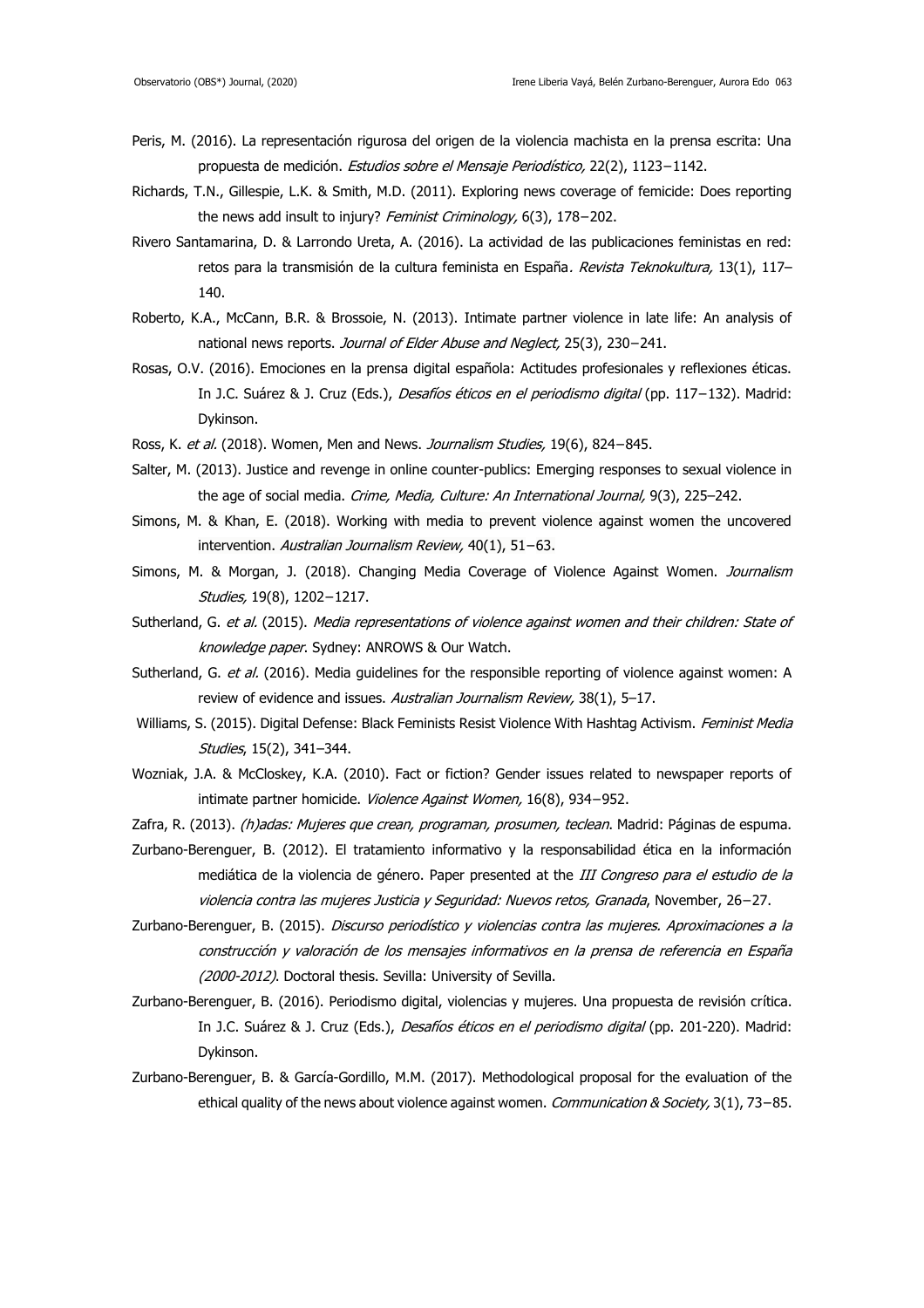Peris, M. (2016). La representación rigurosa del origen de la violencia machista en la prensa escrita: Una propuesta de medición. *Estudios sobre el Mensaje Periodístico,* 22(2), 1123−1142.

Richards, T.N., Gillespie, L.K. & Smith, M.D. (2011). Exploring news coverage of femicide: Does reporting the news add insult to injury? *Feminist Criminology,* 6(3), 178−202.

Rivero Santamarina, D. & Larrondo Ureta, A. (2016). La actividad de las publicaciones feministas en red: retos para la transmisión de la cultura feminista en España*. Revista Teknokultura,* 13(1), 117–140.

Roberto, K.A., McCann, B.R. & Brossoie, N. (2013). Intimate partner violence in late life: An analysis of national news reports. *Journal of Elder Abuse and Neglect,* 25(3), 230−241.

Rosas, O.V. (2016). Emociones en la prensa digital española: Actitudes profesionales y reflexiones éticas. In J.C. Suárez & J. Cruz (Eds.), *Desafíos éticos en el periodismo digital* (pp. 117−132). Madrid: Dykinson.

Ross, K. *et al.* (2018). Women, Men and News. *Journalism Studies,* 19(6), 824−845.

Salter, M. (2013). Justice and revenge in online counter-publics: Emerging responses to sexual violence in the age of social media. *Crime, Media, Culture: An International Journal,* 9(3), 225–242.

Simons, M. & Khan, E. (2018). Working with media to prevent violence against women the uncovered intervention. *Australian Journalism Review,* 40(1), 51−63.

Simons, M. & Morgan, J. (2018). Changing Media Coverage of Violence Against Women. *Journalism Studies,* 19(8), 1202−1217.

Sutherland, G. *et al.* (2015). *Media representations of violence against women and their children: State of knowledge paper*. Sydney: ANROWS & Our Watch.

Sutherland, G. *et al.* (2016). Media guidelines for the responsible reporting of violence against women: A review of evidence and issues. *Australian Journalism Review,* 38(1), 5–17.

Williams, S. (2015). Digital Defense: Black Feminists Resist Violence With Hashtag Activism. *Feminist Media Studies*, 15(2), 341–344.

Wozniak, J.A. & McCloskey, K.A. (2010). Fact or fiction? Gender issues related to newspaper reports of intimate partner homicide. *Violence Against Women,* 16(8), 934−952.

Zafra, R. (2013). *(h)adas: Mujeres que crean, programan, prosumen, teclean*. Madrid: Páginas de espuma.

Zurbano-Berenguer, B. (2012). El tratamiento informativo y la responsabilidad ética en la información mediática de la violencia de género. Paper presented at the *III Congreso para el estudio de la violencia contra las mujeres Justicia y Seguridad: Nuevos retos, Granada*, November, 26−27.

Zurbano-Berenguer, B. (2015). *Discurso periodístico y violencias contra las mujeres. Aproximaciones a la construcción y valoración de los mensajes informativos en la prensa de referencia en España (2000-2012)*. Doctoral thesis. Sevilla: University of Sevilla.

Zurbano-Berenguer, B. (2016). Periodismo digital, violencias y mujeres. Una propuesta de revisión crítica. In J.C. Suárez & J. Cruz (Eds.), *Desafíos éticos en el periodismo digital* (pp. 201-220). Madrid: Dykinson.

Zurbano-Berenguer, B. & García-Gordillo, M.M. (2017). Methodological proposal for the evaluation of the ethical quality of the news about violence against women. *Communication & Society,* 3(1), 73−85.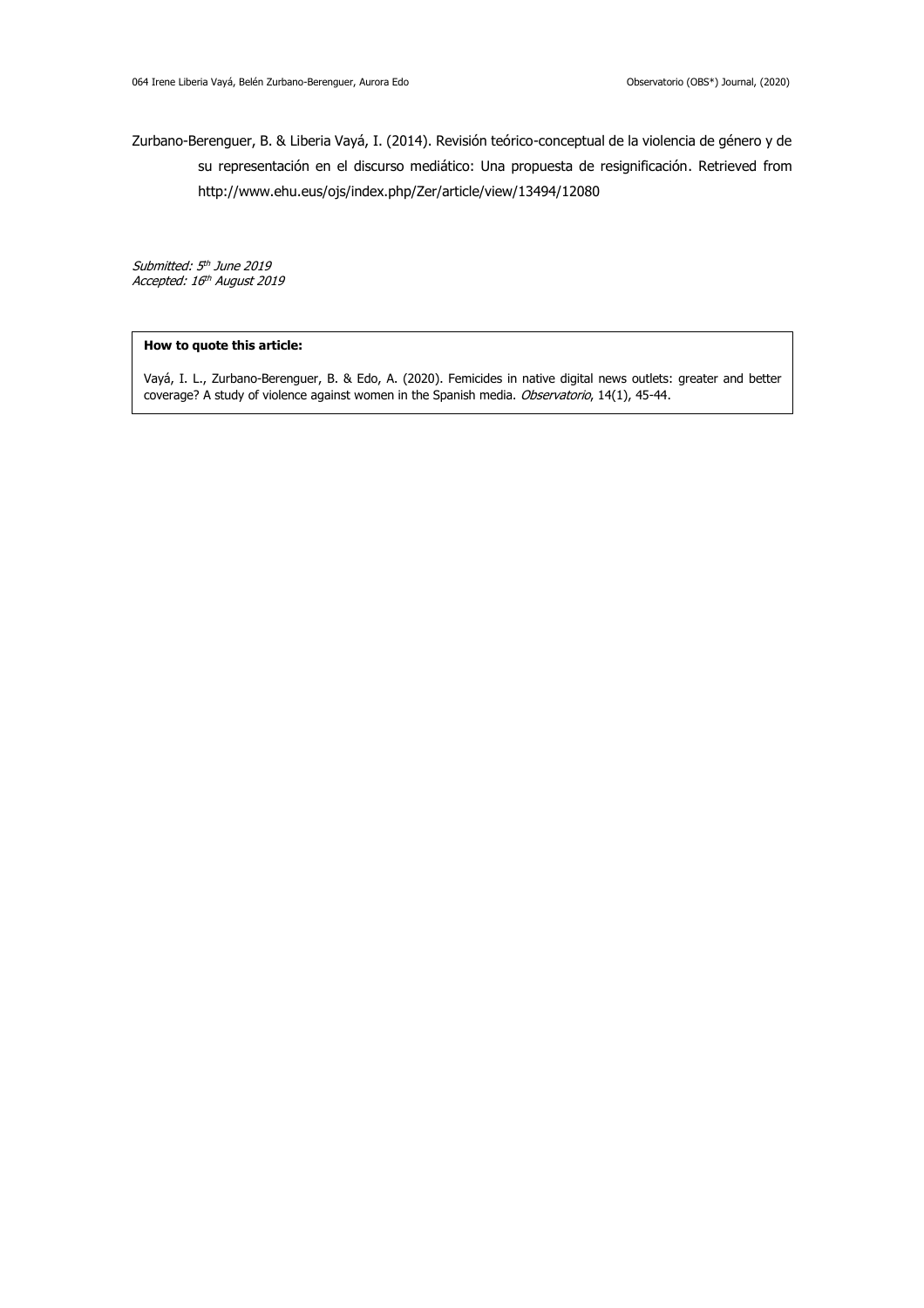Zurbano-Berenguer, B. & Liberia Vayá, I. (2014). Revisión teórico-conceptual de la violencia de género y de su representación en el discurso mediático: Una propuesta de resignificación. Retrieved from http://www.ehu.eus/ojs/index.php/Zer/article/view/13494/12080

*Submitted: 5th June 2019*
*Accepted: 16th August 2019*

**How to quote this article:**

Vayá, I. L., Zurbano-Berenguer, B. & Edo, A. (2020). Femicides in native digital news outlets: greater and better coverage? A study of violence against women in the Spanish media. *Observatorio*, 14(1), 45-44.